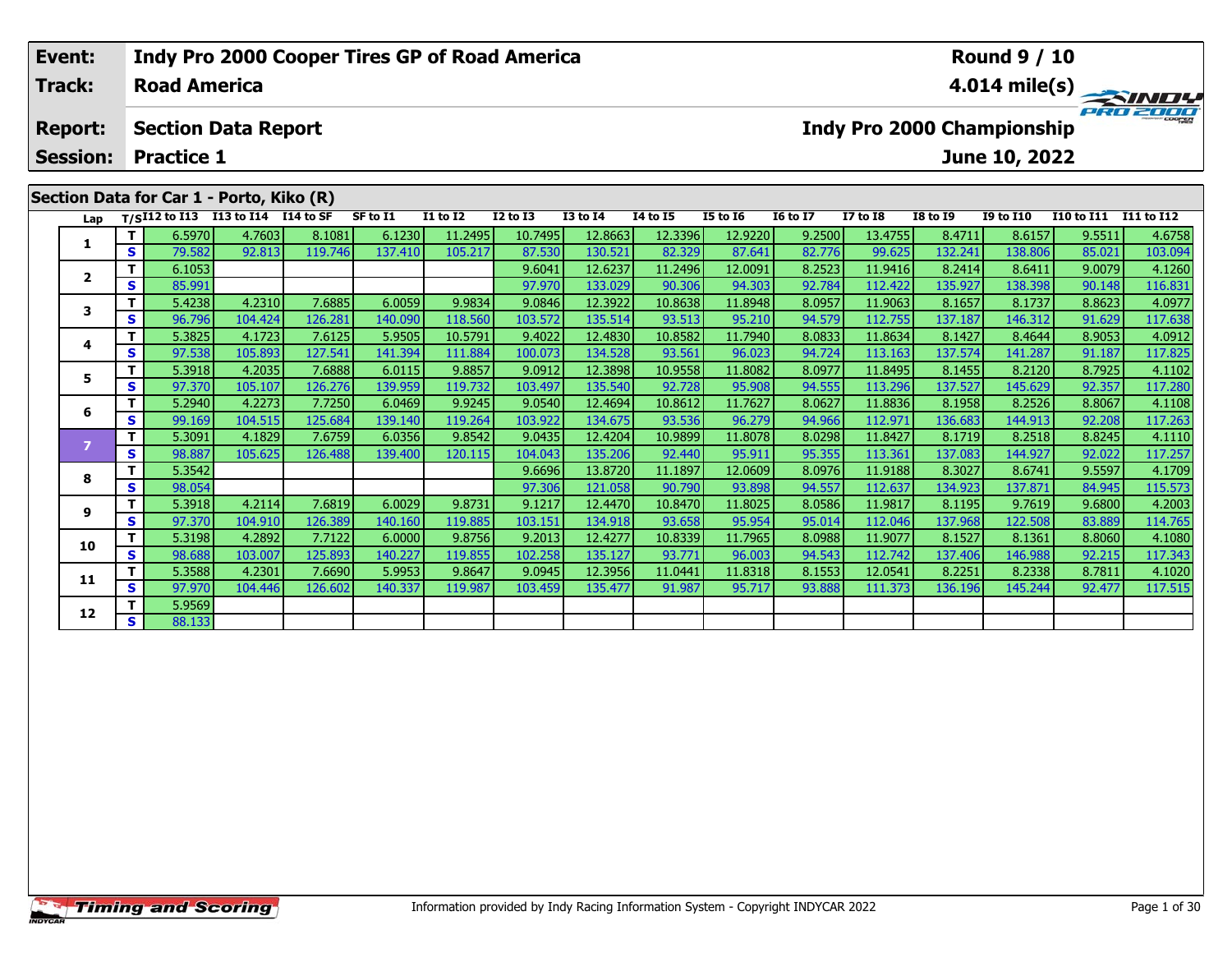| Event: | Indy Pro 2000 Cooper Tires GP of Road America | Round 9 / 10 |
|---|---|---|
| Track: | Road America | 4.014 mile(s) |
| Report: | Section Data Report | Indy Pro 2000 Championship |
| Session: | Practice 1 | June 10, 2022 |

## Section Data for Car 1 - Porto, Kiko (R)

| Lap | T/S | I12 to I13 | I13 to I14 | I14 to SF | SF to I1 | I1 to I2 | I2 to I3 | I3 to I4 | I4 to I5 | I5 to I6 | I6 to I7 | I7 to I8 | I8 to I9 | I9 to I10 | I10 to I11 | I11 to I12 |
|---|---|---|---|---|---|---|---|---|---|---|---|---|---|---|---|---|
| 1 | T | 6.5970 | 4.7603 | 8.1081 | 6.1230 | 11.2495 | 10.7495 | 12.8663 | 12.3396 | 12.9220 | 9.2500 | 13.4755 | 8.4711 | 8.6157 | 9.5511 | 4.6758 |
| | S | 79.582 | 92.813 | 119.746 | 137.410 | 105.217 | 87.530 | 130.521 | 82.329 | 87.641 | 82.776 | 99.625 | 132.241 | 138.806 | 85.021 | 103.094 |
| 2 | T | 6.1053 | | | | | 9.6041 | 12.6237 | 11.2496 | 12.0091 | 8.2523 | 11.9416 | 8.2414 | 8.6411 | 9.0079 | 4.1260 |
| | S | 85.991 | | | | | 97.970 | 133.029 | 90.306 | 94.303 | 92.784 | 112.422 | 135.927 | 138.398 | 90.148 | 116.831 |
| 3 | T | 5.4238 | 4.2310 | 7.6885 | 6.0059 | 9.9834 | 9.0846 | 12.3922 | 10.8638 | 11.8948 | 8.0957 | 11.9063 | 8.1657 | 8.1737 | 8.8623 | 4.0977 |
| | S | 96.796 | 104.424 | 126.281 | 140.090 | 118.560 | 103.572 | 135.514 | 93.513 | 95.210 | 94.579 | 112.755 | 137.187 | 146.312 | 91.629 | 117.638 |
| 4 | T | 5.3825 | 4.1723 | 7.6125 | 5.9505 | 10.5791 | 9.4022 | 12.4830 | 10.8582 | 11.7940 | 8.0833 | 11.8634 | 8.1427 | 8.4644 | 8.9053 | 4.0912 |
| | S | 97.538 | 105.893 | 127.541 | 141.394 | 111.884 | 100.073 | 134.528 | 93.561 | 96.023 | 94.724 | 113.163 | 137.574 | 141.287 | 91.187 | 117.825 |
| 5 | T | 5.3918 | 4.2035 | 7.6888 | 6.0115 | 9.8857 | 9.0912 | 12.3898 | 10.9558 | 11.8082 | 8.0977 | 11.8495 | 8.1455 | 8.2120 | 8.7925 | 4.1102 |
| | S | 97.370 | 105.107 | 126.276 | 139.959 | 119.732 | 103.497 | 135.540 | 92.728 | 95.908 | 94.555 | 113.296 | 137.527 | 145.629 | 92.357 | 117.280 |
| 6 | T | 5.2940 | 4.2273 | 7.7250 | 6.0469 | 9.9245 | 9.0540 | 12.4694 | 10.8612 | 11.7627 | 8.0627 | 11.8836 | 8.1958 | 8.2526 | 8.8067 | 4.1108 |
| | S | 99.169 | 104.515 | 125.684 | 139.140 | 119.264 | 103.922 | 134.675 | 93.536 | 96.279 | 94.966 | 112.971 | 136.683 | 144.913 | 92.208 | 117.263 |
| 7 | T | 5.3091 | 4.1829 | 7.6759 | 6.0356 | 9.8542 | 9.0435 | 12.4204 | 10.9899 | 11.8078 | 8.0298 | 11.8427 | 8.1719 | 8.2518 | 8.8245 | 4.1110 |
| | S | 98.887 | 105.625 | 126.488 | 139.400 | 120.115 | 104.043 | 135.206 | 92.440 | 95.911 | 95.355 | 113.361 | 137.083 | 144.927 | 92.022 | 117.257 |
| 8 | T | 5.3542 | | | | | 9.6696 | 13.8720 | 11.1897 | 12.0609 | 8.0976 | 11.9188 | 8.3027 | 8.6741 | 9.5597 | 4.1709 |
| | S | 98.054 | | | | | 97.306 | 121.058 | 90.790 | 93.898 | 94.557 | 112.637 | 134.923 | 137.871 | 84.945 | 115.573 |
| 9 | T | 5.3918 | 4.2114 | 7.6819 | 6.0029 | 9.8731 | 9.1217 | 12.4470 | 10.8470 | 11.8025 | 8.0586 | 11.9817 | 8.1195 | 9.7619 | 9.6800 | 4.2003 |
| | S | 97.370 | 104.910 | 126.389 | 140.160 | 119.885 | 103.151 | 134.918 | 93.658 | 95.954 | 95.014 | 112.046 | 137.968 | 122.508 | 83.889 | 114.765 |
| 10 | T | 5.3198 | 4.2892 | 7.7122 | 6.0000 | 9.8756 | 9.2013 | 12.4277 | 10.8339 | 11.7965 | 8.0988 | 11.9077 | 8.1527 | 8.1361 | 8.8060 | 4.1080 |
| | S | 98.688 | 103.007 | 125.893 | 140.227 | 119.855 | 102.258 | 135.127 | 93.771 | 96.003 | 94.543 | 112.742 | 137.406 | 146.988 | 92.215 | 117.343 |
| 11 | T | 5.3588 | 4.2301 | 7.6690 | 5.9953 | 9.8647 | 9.0945 | 12.3956 | 11.0441 | 11.8318 | 8.1553 | 12.0541 | 8.2251 | 8.2338 | 8.7811 | 4.1020 |
| | S | 97.970 | 104.446 | 126.602 | 140.337 | 119.987 | 103.459 | 135.477 | 91.987 | 95.717 | 93.888 | 111.373 | 136.196 | 145.244 | 92.477 | 117.515 |
| 12 | T | 5.9569 | | | | | | | | | | | | | | |
| | S | 88.133 | | | | | | | | | | | | | | |

Information provided by Indy Racing Information System - Copyright INDYCAR 2022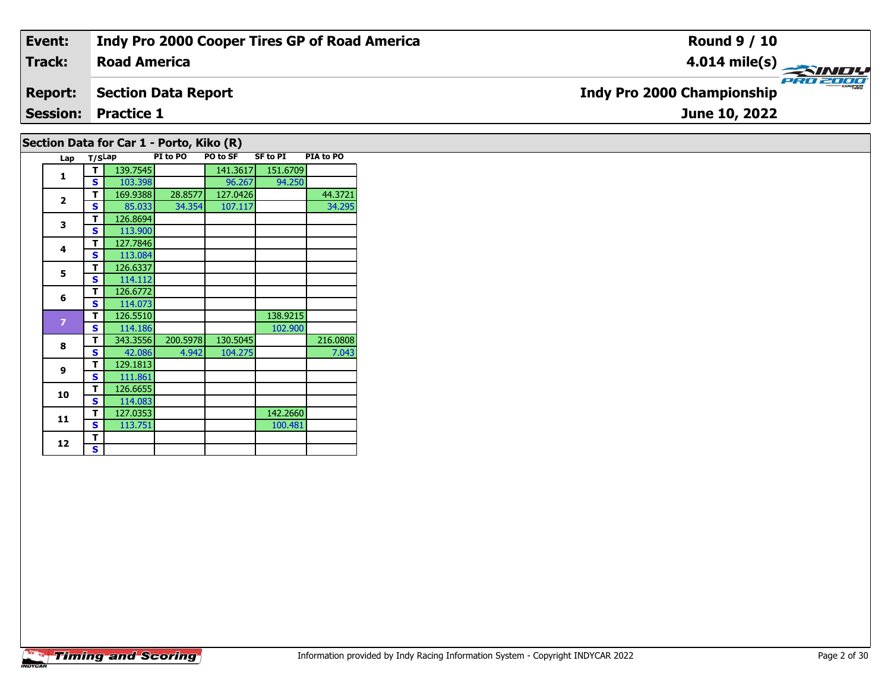| **Event:** | **Indy Pro 2000 Cooper Tires GP of Road America** | **Round 9 / 10** |
|---|---|---|
| **Track:** | **Road America** | **4.014 mile(s)** |
| **Report:** | **Section Data Report** | **Indy Pro 2000 Championship** |
| **Session:** | **Practice 1** | **June 10, 2022** |

## Section Data for Car 1 - Porto, Kiko (R)

| Lap | T/S | Lap | PI to PO | PO to SF | SF to PI | PIA to PO |
|---|---|---|---|---|---|---|
| 1 | T | 139.7545 | | 141.3617 | 151.6709 | |
| | S | 103.398 | | 96.267 | 94.250 | |
| 2 | T | 169.9388 | 28.8577 | 127.0426 | | 44.3721 |
| | S | 85.033 | 34.354 | 107.117 | | 34.295 |
| 3 | T | 126.8694 | | | | |
| | S | 113.900 | | | | |
| 4 | T | 127.7846 | | | | |
| | S | 113.084 | | | | |
| 5 | T | 126.6337 | | | | |
| | S | 114.112 | | | | |
| 6 | T | 126.6772 | | | | |
| | S | 114.073 | | | | |
| 7 | T | 126.5510 | | | 138.9215 | |
| | S | 114.186 | | | 102.900 | |
| 8 | T | 343.3556 | 200.5978 | 130.5045 | | 216.0808 |
| | S | 42.086 | 4.942 | 104.275 | | 7.043 |
| 9 | T | 129.1813 | | | | |
| | S | 111.861 | | | | |
| 10 | T | 126.6655 | | | | |
| | S | 114.083 | | | | |
| 11 | T | 127.0353 | | | 142.2660 | |
| | S | 113.751 | | | 100.481 | |
| 12 | T | | | | | |
| | S | | | | | |

Information provided by Indy Racing Information System - Copyright INDYCAR 2022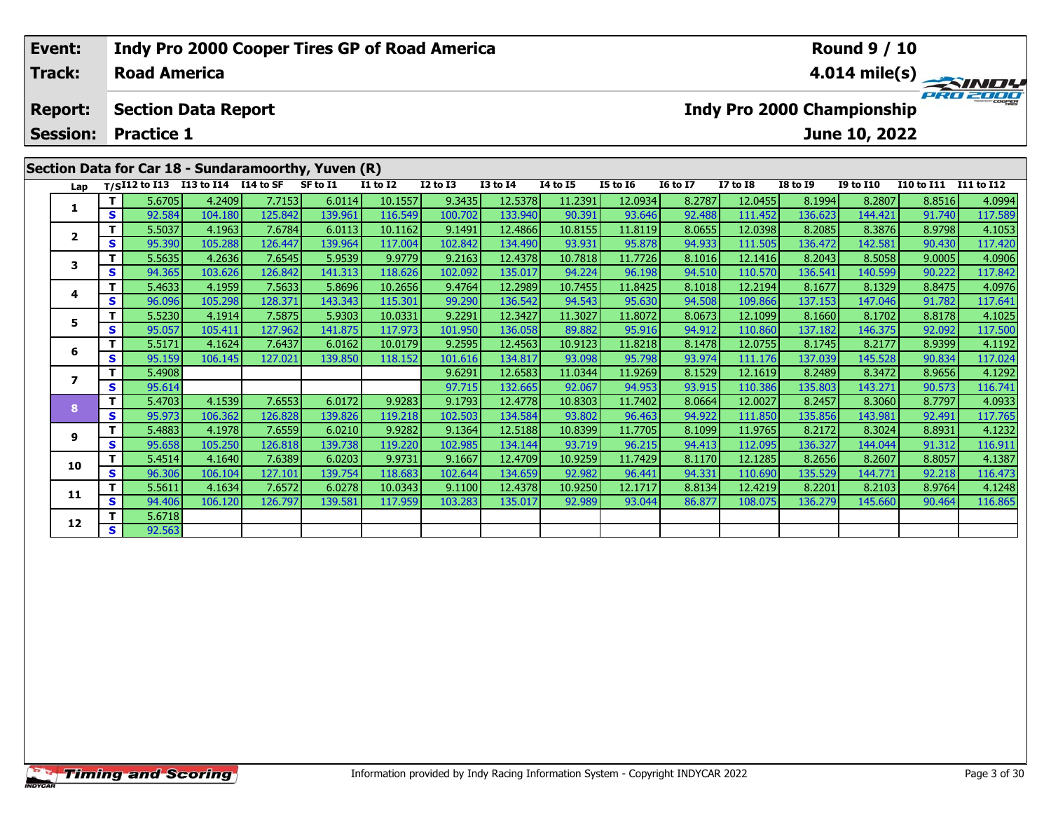| Event: | Indy Pro 2000 Cooper Tires GP of Road America | Round 9 / 10 |
|---|---|---|
| Track: | Road America | 4.014 mile(s) |
| Report: | Section Data Report | Indy Pro 2000 Championship |
| Session: | Practice 1 | June 10, 2022 |

## Section Data for Car 18 - Sundaramoorthy, Yuven (R)

| Lap | T/S | I12 to I13 | I13 to I14 | I14 to SF | SF to I1 | I1 to I2 | I2 to I3 | I3 to I4 | I4 to I5 | I5 to I6 | I6 to I7 | I7 to I8 | I8 to I9 | I9 to I10 | I10 to I11 | I11 to I12 |
|---|---|---|---|---|---|---|---|---|---|---|---|---|---|---|---|---|
| 1 | T | 5.6705 | 4.2409 | 7.7153 | 6.0114 | 10.1557 | 9.3435 | 12.5378 | 11.2391 | 12.0934 | 8.2787 | 12.0455 | 8.1994 | 8.2807 | 8.8516 | 4.0994 |
| | S | 92.584 | 104.180 | 125.842 | 139.961 | 116.549 | 100.702 | 133.940 | 90.391 | 93.646 | 92.488 | 111.452 | 136.623 | 144.421 | 91.740 | 117.589 |
| 2 | T | 5.5037 | 4.1963 | 7.6784 | 6.0113 | 10.1162 | 9.1491 | 12.4866 | 10.8155 | 11.8119 | 8.0655 | 12.0398 | 8.2085 | 8.3876 | 8.9798 | 4.1053 |
| | S | 95.390 | 105.288 | 126.447 | 139.964 | 117.004 | 102.842 | 134.490 | 93.931 | 95.878 | 94.933 | 111.505 | 136.472 | 142.581 | 90.430 | 117.420 |
| 3 | T | 5.5635 | 4.2636 | 7.6545 | 5.9539 | 9.9779 | 9.2163 | 12.4378 | 10.7818 | 11.7726 | 8.1016 | 12.1416 | 8.2043 | 8.5058 | 9.0005 | 4.0906 |
| | S | 94.365 | 103.626 | 126.842 | 141.313 | 118.626 | 102.092 | 135.017 | 94.224 | 96.198 | 94.510 | 110.570 | 136.541 | 140.599 | 90.222 | 117.842 |
| 4 | T | 5.4633 | 4.1959 | 7.5633 | 5.8696 | 10.2656 | 9.4764 | 12.2989 | 10.7455 | 11.8425 | 8.1018 | 12.2194 | 8.1677 | 8.1329 | 8.8475 | 4.0976 |
| | S | 96.096 | 105.298 | 128.371 | 143.343 | 115.301 | 99.290 | 136.542 | 94.543 | 95.630 | 94.508 | 109.866 | 137.153 | 147.046 | 91.782 | 117.641 |
| 5 | T | 5.5230 | 4.1914 | 7.5875 | 5.9303 | 10.0331 | 9.2291 | 12.3427 | 11.3027 | 11.8072 | 8.0673 | 12.1099 | 8.1660 | 8.1702 | 8.8178 | 4.1025 |
| | S | 95.057 | 105.411 | 127.962 | 141.875 | 117.973 | 101.950 | 136.058 | 89.882 | 95.916 | 94.912 | 110.860 | 137.182 | 146.375 | 92.092 | 117.500 |
| 6 | T | 5.5171 | 4.1624 | 7.6437 | 6.0162 | 10.0179 | 9.2595 | 12.4563 | 10.9123 | 11.8218 | 8.1478 | 12.0755 | 8.1745 | 8.2177 | 8.9399 | 4.1192 |
| | S | 95.159 | 106.145 | 127.021 | 139.850 | 118.152 | 101.616 | 134.817 | 93.098 | 95.798 | 93.974 | 111.176 | 137.039 | 145.528 | 90.834 | 117.024 |
| 7 | T | 5.4908 | | | | | 9.6291 | 12.6583 | 11.0344 | 11.9269 | 8.1529 | 12.1619 | 8.2489 | 8.3472 | 8.9656 | 4.1292 |
| | S | 95.614 | | | | | 97.715 | 132.665 | 92.067 | 94.953 | 93.915 | 110.386 | 135.803 | 143.271 | 90.573 | 116.741 |
| 8 | T | 5.4703 | 4.1539 | 7.6553 | 6.0172 | 9.9283 | 9.1793 | 12.4778 | 10.8303 | 11.7402 | 8.0664 | 12.0027 | 8.2457 | 8.3060 | 8.7797 | 4.0933 |
| | S | 95.973 | 106.362 | 126.828 | 139.826 | 119.218 | 102.503 | 134.584 | 93.802 | 96.463 | 94.922 | 111.850 | 135.856 | 143.981 | 92.491 | 117.765 |
| 9 | T | 5.4883 | 4.1978 | 7.6559 | 6.0210 | 9.9282 | 9.1364 | 12.5188 | 10.8399 | 11.7705 | 8.1099 | 11.9765 | 8.2172 | 8.3024 | 8.8931 | 4.1232 |
| | S | 95.658 | 105.250 | 126.818 | 139.738 | 119.220 | 102.985 | 134.144 | 93.719 | 96.215 | 94.413 | 112.095 | 136.327 | 144.044 | 91.312 | 116.911 |
| 10 | T | 5.4514 | 4.1640 | 7.6389 | 6.0203 | 9.9731 | 9.1667 | 12.4709 | 10.9259 | 11.7429 | 8.1170 | 12.1285 | 8.2656 | 8.2607 | 8.8057 | 4.1387 |
| | S | 96.306 | 106.104 | 127.101 | 139.754 | 118.683 | 102.644 | 134.659 | 92.982 | 96.441 | 94.331 | 110.690 | 135.529 | 144.771 | 92.218 | 116.473 |
| 11 | T | 5.5611 | 4.1634 | 7.6572 | 6.0278 | 10.0343 | 9.1100 | 12.4378 | 10.9250 | 12.1717 | 8.8134 | 12.4219 | 8.2201 | 8.2103 | 8.9764 | 4.1248 |
| | S | 94.406 | 106.120 | 126.797 | 139.581 | 117.959 | 103.283 | 135.017 | 92.989 | 93.044 | 86.877 | 108.075 | 136.279 | 145.660 | 90.464 | 116.865 |
| 12 | T | 5.6718 | | | | | | | | | | | | | | |
| | S | 92.563 | | | | | | | | | | | | | | |

Information provided by Indy Racing Information System - Copyright INDYCAR 2022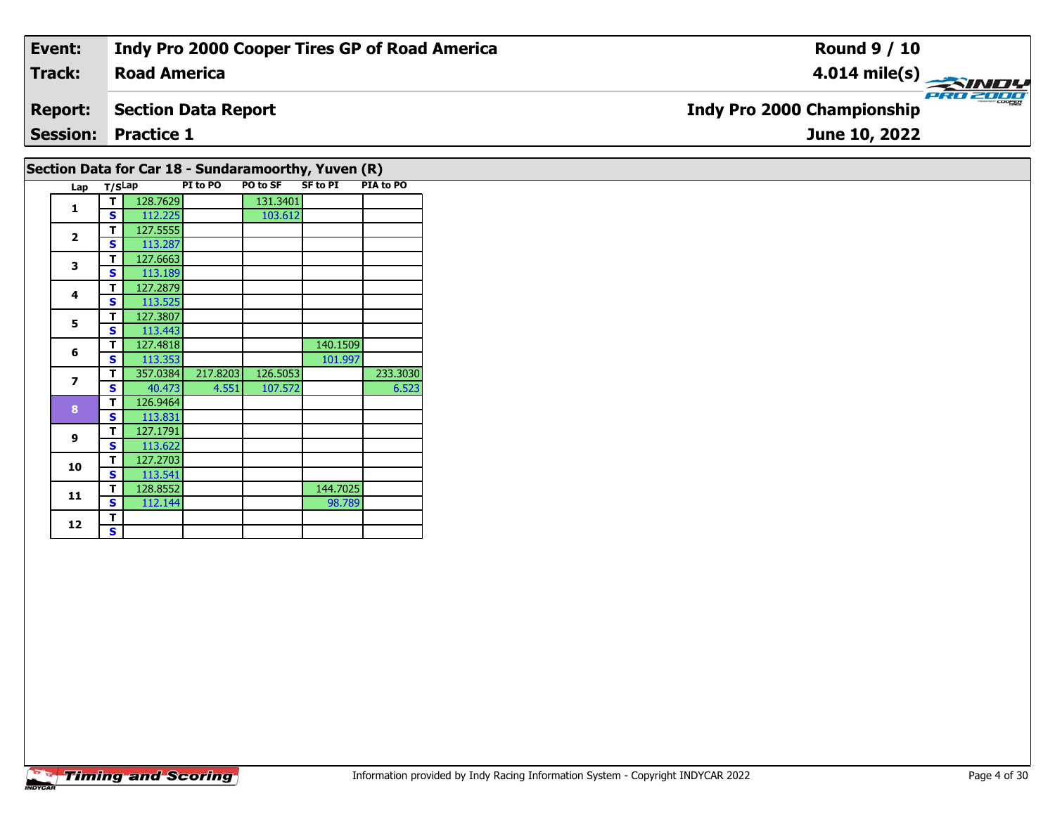| Event: | Indy Pro 2000 Cooper Tires GP of Road America | Round 9 / 10 |
|---|---|---|
| Track: | Road America | 4.014 mile(s) |
| Report: | Section Data Report | Indy Pro 2000 Championship |
| Session: | Practice 1 | June 10, 2022 |

## Section Data for Car 18 - Sundaramoorthy, Yuven (R)

| Lap | T/S | Lap | PI to PO | PO to SF | SF to PI | PIA to PO |
|---|---|---|---|---|---|---|
| 1 | T | 128.7629 | | 131.3401 | | |
| | S | 112.225 | | 103.612 | | |
| 2 | T | 127.5555 | | | | |
| | S | 113.287 | | | | |
| 3 | T | 127.6663 | | | | |
| | S | 113.189 | | | | |
| 4 | T | 127.2879 | | | | |
| | S | 113.525 | | | | |
| 5 | T | 127.3807 | | | | |
| | S | 113.443 | | | | |
| 6 | T | 127.4818 | | | 140.1509 | |
| | S | 113.353 | | | 101.997 | |
| 7 | T | 357.0384 | 217.8203 | 126.5053 | | 233.3030 |
| | S | 40.473 | 4.551 | 107.572 | | 6.523 |
| 8 | T | 126.9464 | | | | |
| | S | 113.831 | | | | |
| 9 | T | 127.1791 | | | | |
| | S | 113.622 | | | | |
| 10 | T | 127.2703 | | | | |
| | S | 113.541 | | | | |
| 11 | T | 128.8552 | | | 144.7025 | |
| | S | 112.144 | | | 98.789 | |
| 12 | T | | | | | |
| | S | | | | | |

Information provided by Indy Racing Information System - Copyright INDYCAR 2022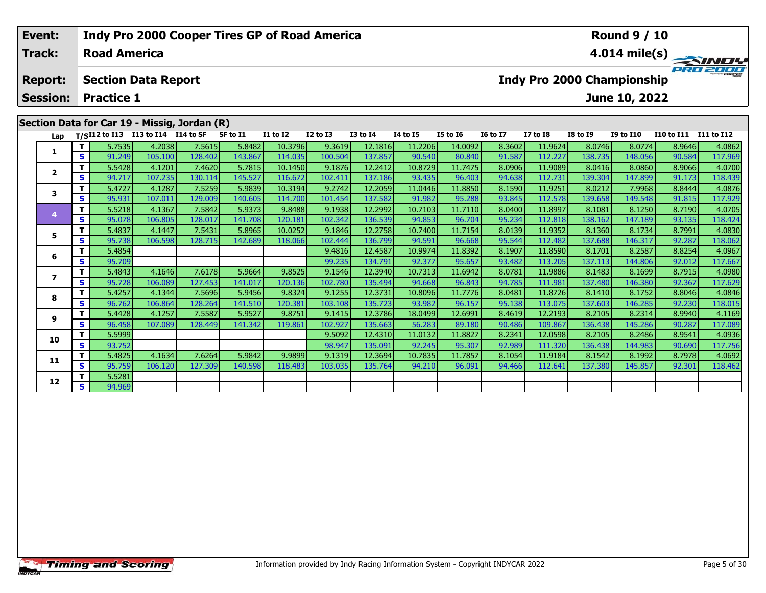| Event: | Indy Pro 2000 Cooper Tires GP of Road America | Round 9 / 10 |
|---|---|---|
| Track: | Road America | 4.014 mile(s) |
| Report: | Section Data Report | Indy Pro 2000 Championship |
| Session: | Practice 1 | June 10, 2022 |

## Section Data for Car 19 - Missig, Jordan (R)

| Lap | T/S | I12 to I13 | I13 to I14 | I14 to SF | SF to I1 | I1 to I2 | I2 to I3 | I3 to I4 | I4 to I5 | I5 to I6 | I6 to I7 | I7 to I8 | I8 to I9 | I9 to I10 | I10 to I11 | I11 to I12 |
|---|---|---|---|---|---|---|---|---|---|---|---|---|---|---|---|---|
| 1 | T | 5.7535 | 4.2038 | 7.5615 | 5.8482 | 10.3796 | 9.3619 | 12.1816 | 11.2206 | 14.0092 | 8.3602 | 11.9624 | 8.0746 | 8.0774 | 8.9646 | 4.0862 |
| | S | 91.249 | 105.100 | 128.402 | 143.867 | 114.035 | 100.504 | 137.857 | 90.540 | 80.840 | 91.587 | 112.227 | 138.735 | 148.056 | 90.584 | 117.969 |
| 2 | T | 5.5428 | 4.1201 | 7.4620 | 5.7815 | 10.1450 | 9.1876 | 12.2412 | 10.8729 | 11.7475 | 8.0906 | 11.9089 | 8.0416 | 8.0860 | 8.9066 | 4.0700 |
| | S | 94.717 | 107.235 | 130.114 | 145.527 | 116.672 | 102.411 | 137.186 | 93.435 | 96.403 | 94.638 | 112.731 | 139.304 | 147.899 | 91.173 | 118.439 |
| 3 | T | 5.4727 | 4.1287 | 7.5259 | 5.9839 | 10.3194 | 9.2742 | 12.2059 | 11.0446 | 11.8850 | 8.1590 | 11.9251 | 8.0212 | 7.9968 | 8.8444 | 4.0876 |
| | S | 95.931 | 107.011 | 129.009 | 140.605 | 114.700 | 101.454 | 137.582 | 91.982 | 95.288 | 93.845 | 112.578 | 139.658 | 149.548 | 91.815 | 117.929 |
| 4 | T | 5.5218 | 4.1367 | 7.5842 | 5.9373 | 9.8488 | 9.1938 | 12.2992 | 10.7103 | 11.7110 | 8.0400 | 11.8997 | 8.1081 | 8.1250 | 8.7190 | 4.0705 |
| | S | 95.078 | 106.805 | 128.017 | 141.708 | 120.181 | 102.342 | 136.539 | 94.853 | 96.704 | 95.234 | 112.818 | 138.162 | 147.189 | 93.135 | 118.424 |
| 5 | T | 5.4837 | 4.1447 | 7.5431 | 5.8965 | 10.0252 | 9.1846 | 12.2758 | 10.7400 | 11.7154 | 8.0139 | 11.9352 | 8.1360 | 8.1734 | 8.7991 | 4.0830 |
| | S | 95.738 | 106.598 | 128.715 | 142.689 | 118.066 | 102.444 | 136.799 | 94.591 | 96.668 | 95.544 | 112.482 | 137.688 | 146.317 | 92.287 | 118.062 |
| 6 | T | 5.4854 | | | | | 9.4816 | 12.4587 | 10.9974 | 11.8392 | 8.1907 | 11.8590 | 8.1701 | 8.2587 | 8.8254 | 4.0967 |
| | S | 95.709 | | | | | 99.235 | 134.791 | 92.377 | 95.657 | 93.482 | 113.205 | 137.113 | 144.806 | 92.012 | 117.667 |
| 7 | T | 5.4843 | 4.1646 | 7.6178 | 5.9664 | 9.8525 | 9.1546 | 12.3940 | 10.7313 | 11.6942 | 8.0781 | 11.9886 | 8.1483 | 8.1699 | 8.7915 | 4.0980 |
| | S | 95.728 | 106.089 | 127.453 | 141.017 | 120.136 | 102.780 | 135.494 | 94.668 | 96.843 | 94.785 | 111.981 | 137.480 | 146.380 | 92.367 | 117.629 |
| 8 | T | 5.4257 | 4.1344 | 7.5696 | 5.9456 | 9.8324 | 9.1255 | 12.3731 | 10.8096 | 11.7776 | 8.0481 | 11.8726 | 8.1410 | 8.1752 | 8.8046 | 4.0846 |
| | S | 96.762 | 106.864 | 128.264 | 141.510 | 120.381 | 103.108 | 135.723 | 93.982 | 96.157 | 95.138 | 113.075 | 137.603 | 146.285 | 92.230 | 118.015 |
| 9 | T | 5.4428 | 4.1257 | 7.5587 | 5.9527 | 9.8751 | 9.1415 | 12.3786 | 18.0499 | 12.6991 | 8.4619 | 12.2193 | 8.2105 | 8.2314 | 8.9940 | 4.1169 |
| | S | 96.458 | 107.089 | 128.449 | 141.342 | 119.861 | 102.927 | 135.663 | 56.283 | 89.180 | 90.486 | 109.867 | 136.438 | 145.286 | 90.287 | 117.089 |
| 10 | T | 5.5999 | | | | | 9.5092 | 12.4310 | 11.0132 | 11.8827 | 8.2341 | 12.0598 | 8.2105 | 8.2486 | 8.9541 | 4.0936 |
| | S | 93.752 | | | | | 98.947 | 135.091 | 92.245 | 95.307 | 92.989 | 111.320 | 136.438 | 144.983 | 90.690 | 117.756 |
| 11 | T | 5.4825 | 4.1634 | 7.6264 | 5.9842 | 9.9899 | 9.1319 | 12.3694 | 10.7835 | 11.7857 | 8.1054 | 11.9184 | 8.1542 | 8.1992 | 8.7978 | 4.0692 |
| | S | 95.759 | 106.120 | 127.309 | 140.598 | 118.483 | 103.035 | 135.764 | 94.210 | 96.091 | 94.466 | 112.641 | 137.380 | 145.857 | 92.301 | 118.462 |
| 12 | T | 5.5281 | | | | | | | | | | | | | | |
| | S | 94.969 | | | | | | | | | | | | | | |

Information provided by Indy Racing Information System - Copyright INDYCAR 2022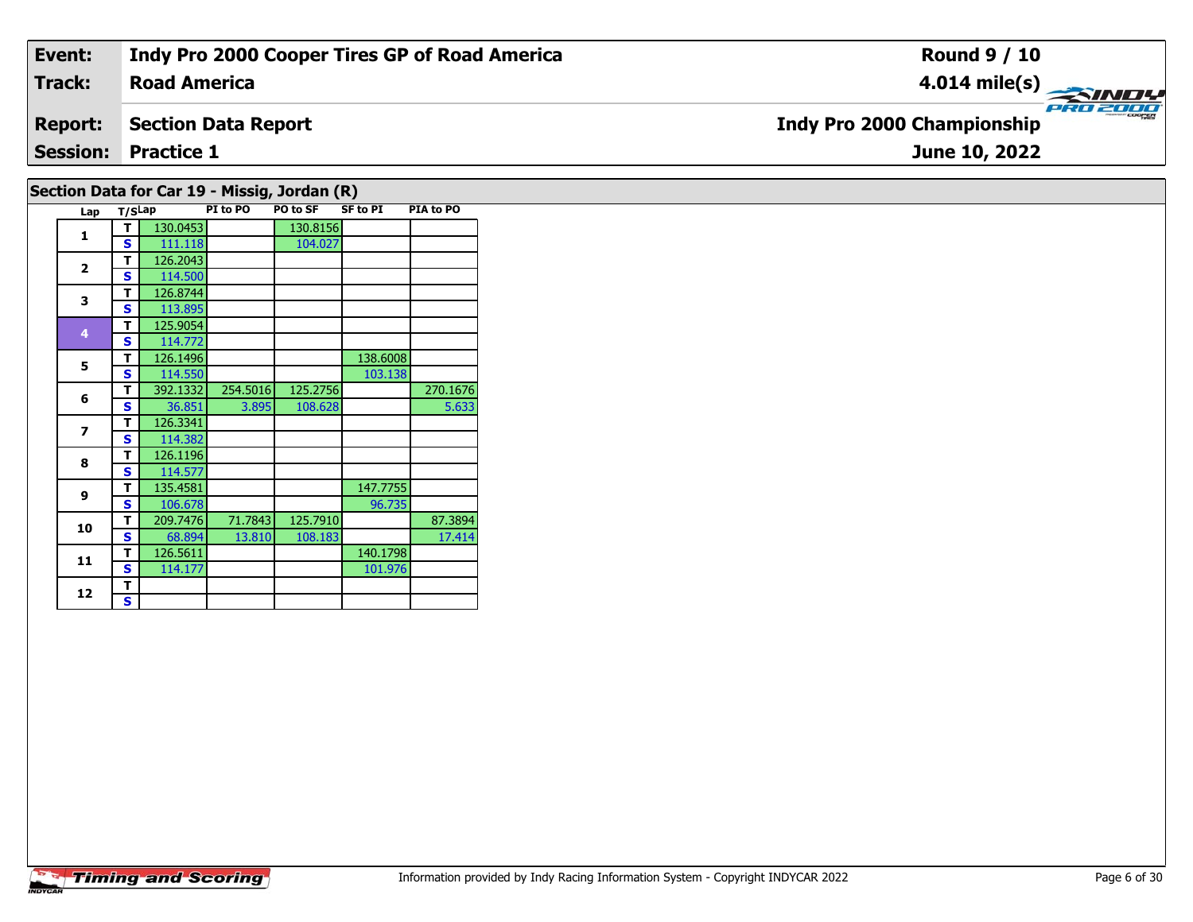| **Event:** | **Indy Pro 2000 Cooper Tires GP of Road America** | **Round 9 / 10** |
|---|---|---|
| **Track:** | **Road America** | **4.014 mile(s)** |
| **Report:** | **Section Data Report** | **Indy Pro 2000 Championship** |
| **Session:** | **Practice 1** | **June 10, 2022** |

## Section Data for Car 19 - Missig, Jordan (R)

| Lap | T/S | Lap | PI to PO | PO to SF | SF to PI | PIA to PO |
|---|---|---|---|---|---|---|
| 1 | T | 130.0453 | | 130.8156 | | |
| | S | 111.118 | | 104.027 | | |
| 2 | T | 126.2043 | | | | |
| | S | 114.500 | | | | |
| 3 | T | 126.8744 | | | | |
| | S | 113.895 | | | | |
| 4 | T | 125.9054 | | | | |
| | S | 114.772 | | | | |
| 5 | T | 126.1496 | | | 138.6008 | |
| | S | 114.550 | | | 103.138 | |
| 6 | T | 392.1332 | 254.5016 | 125.2756 | | 270.1676 |
| | S | 36.851 | 3.895 | 108.628 | | 5.633 |
| 7 | T | 126.3341 | | | | |
| | S | 114.382 | | | | |
| 8 | T | 126.1196 | | | | |
| | S | 114.577 | | | | |
| 9 | T | 135.4581 | | | 147.7755 | |
| | S | 106.678 | | | 96.735 | |
| 10 | T | 209.7476 | 71.7843 | 125.7910 | | 87.3894 |
| | S | 68.894 | 13.810 | 108.183 | | 17.414 |
| 11 | T | 126.5611 | | | 140.1798 | |
| | S | 114.177 | | | 101.976 | |
| 12 | T | | | | | |
| | S | | | | | |

Timing and Scoring

Information provided by Indy Racing Information System - Copyright INDYCAR 2022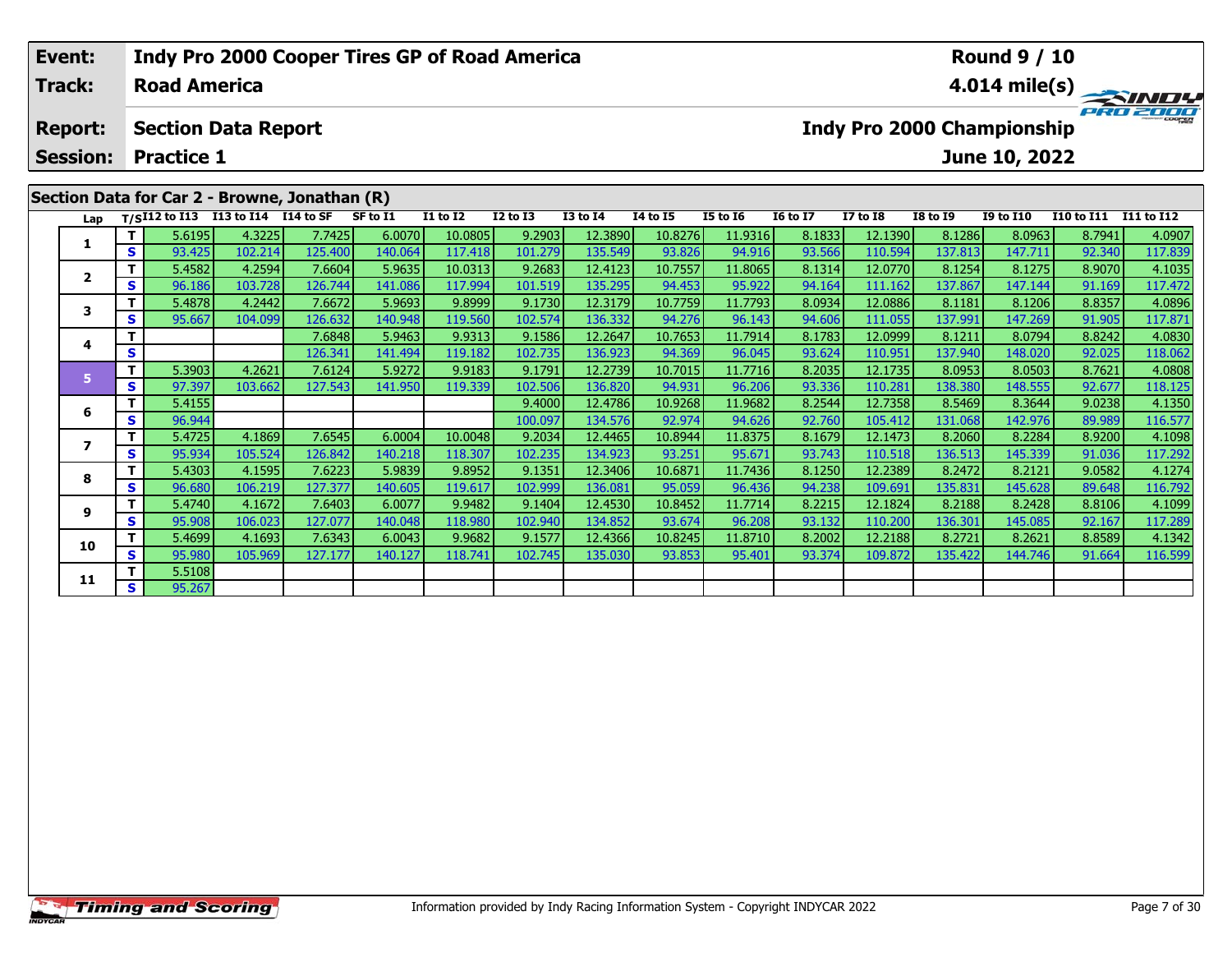| Event: | Indy Pro 2000 Cooper Tires GP of Road America | Round 9 / 10 |
|---|---|---|
| Track: | Road America | 4.014 mile(s) |
| Report: | Section Data Report | Indy Pro 2000 Championship |
| Session: | Practice 1 | June 10, 2022 |

## Section Data for Car 2 - Browne, Jonathan (R)

| Lap | T/S | I12 to I13 | I13 to I14 | I14 to SF | SF to I1 | I1 to I2 | I2 to I3 | I3 to I4 | I4 to I5 | I5 to I6 | I6 to I7 | I7 to I8 | I8 to I9 | I9 to I10 | I10 to I11 | I11 to I12 |
|---|---|---|---|---|---|---|---|---|---|---|---|---|---|---|---|---|
| 1 | T | 5.6195 | 4.3225 | 7.7425 | 6.0070 | 10.0805 | 9.2903 | 12.3890 | 10.8276 | 11.9316 | 8.1833 | 12.1390 | 8.1286 | 8.0963 | 8.7941 | 4.0907 |
| | S | 93.425 | 102.214 | 125.400 | 140.064 | 117.418 | 101.279 | 135.549 | 93.826 | 94.916 | 93.566 | 110.594 | 137.813 | 147.711 | 92.340 | 117.839 |
| 2 | T | 5.4582 | 4.2594 | 7.6604 | 5.9635 | 10.0313 | 9.2683 | 12.4123 | 10.7557 | 11.8065 | 8.1314 | 12.0770 | 8.1254 | 8.1275 | 8.9070 | 4.1035 |
| | S | 96.186 | 103.728 | 126.744 | 141.086 | 117.994 | 101.519 | 135.295 | 94.453 | 95.922 | 94.164 | 111.162 | 137.867 | 147.144 | 91.169 | 117.472 |
| 3 | T | 5.4878 | 4.2442 | 7.6672 | 5.9693 | 9.8999 | 9.1730 | 12.3179 | 10.7759 | 11.7793 | 8.0934 | 12.0886 | 8.1181 | 8.1206 | 8.8357 | 4.0896 |
| | S | 95.667 | 104.099 | 126.632 | 140.948 | 119.560 | 102.574 | 136.332 | 94.276 | 96.143 | 94.606 | 111.055 | 137.991 | 147.269 | 91.905 | 117.871 |
| 4 | T | | | 7.6848 | 5.9463 | 9.9313 | 9.1586 | 12.2647 | 10.7653 | 11.7914 | 8.1783 | 12.0999 | 8.1211 | 8.0794 | 8.8242 | 4.0830 |
| | S | | | 126.341 | 141.494 | 119.182 | 102.735 | 136.923 | 94.369 | 96.045 | 93.624 | 110.951 | 137.940 | 148.020 | 92.025 | 118.062 |
| 5 | T | 5.3903 | 4.2621 | 7.6124 | 5.9272 | 9.9183 | 9.1791 | 12.2739 | 10.7015 | 11.7716 | 8.2035 | 12.1735 | 8.0953 | 8.0503 | 8.7621 | 4.0808 |
| | S | 97.397 | 103.662 | 127.543 | 141.950 | 119.339 | 102.506 | 136.820 | 94.931 | 96.206 | 93.336 | 110.281 | 138.380 | 148.555 | 92.677 | 118.125 |
| 6 | T | 5.4155 | | | | | 9.4000 | 12.4786 | 10.9268 | 11.9682 | 8.2544 | 12.7358 | 8.5469 | 8.3644 | 9.0238 | 4.1350 |
| | S | 96.944 | | | | | 100.097 | 134.576 | 92.974 | 94.626 | 92.760 | 105.412 | 131.068 | 142.976 | 89.989 | 116.577 |
| 7 | T | 5.4725 | 4.1869 | 7.6545 | 6.0004 | 10.0048 | 9.2034 | 12.4465 | 10.8944 | 11.8375 | 8.1679 | 12.1473 | 8.2060 | 8.2284 | 8.9200 | 4.1098 |
| | S | 95.934 | 105.524 | 126.842 | 140.218 | 118.307 | 102.235 | 134.923 | 93.251 | 95.671 | 93.743 | 110.518 | 136.513 | 145.339 | 91.036 | 117.292 |
| 8 | T | 5.4303 | 4.1595 | 7.6223 | 5.9839 | 9.8952 | 9.1351 | 12.3406 | 10.6871 | 11.7436 | 8.1250 | 12.2389 | 8.2472 | 8.2121 | 9.0582 | 4.1274 |
| | S | 96.680 | 106.219 | 127.377 | 140.605 | 119.617 | 102.999 | 136.081 | 95.059 | 96.436 | 94.238 | 109.691 | 135.831 | 145.628 | 89.648 | 116.792 |
| 9 | T | 5.4740 | 4.1672 | 7.6403 | 6.0077 | 9.9482 | 9.1404 | 12.4530 | 10.8452 | 11.7714 | 8.2215 | 12.1824 | 8.2188 | 8.2428 | 8.8106 | 4.1099 |
| | S | 95.908 | 106.023 | 127.077 | 140.048 | 118.980 | 102.940 | 134.852 | 93.674 | 96.208 | 93.132 | 110.200 | 136.301 | 145.085 | 92.167 | 117.289 |
| 10 | T | 5.4699 | 4.1693 | 7.6343 | 6.0043 | 9.9682 | 9.1577 | 12.4366 | 10.8245 | 11.8710 | 8.2002 | 12.2188 | 8.2721 | 8.2621 | 8.8589 | 4.1342 |
| | S | 95.980 | 105.969 | 127.177 | 140.127 | 118.741 | 102.745 | 135.030 | 93.853 | 95.401 | 93.374 | 109.872 | 135.422 | 144.746 | 91.664 | 116.599 |
| 11 | T | 5.5108 | | | | | | | | | | | | | | |
| | S | 95.267 | | | | | | | | | | | | | | |

Information provided by Indy Racing Information System - Copyright INDYCAR 2022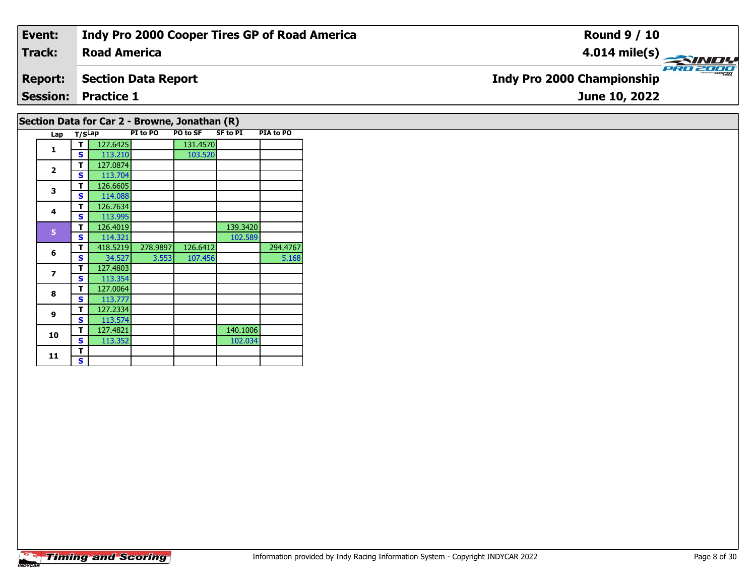| Event: | Indy Pro 2000 Cooper Tires GP of Road America | Round 9 / 10 |
|---|---|---|
| Track: | Road America | 4.014 mile(s) |
| Report: | Section Data Report | Indy Pro 2000 Championship |
| Session: | Practice 1 | June 10, 2022 |

## Section Data for Car 2 - Browne, Jonathan (R)

| Lap | T/S | Lap | PI to PO | PO to SF | SF to PI | PIA to PO |
|---|---|---|---|---|---|---|
| 1 | T | 127.6425 | | 131.4570 | | |
| | S | 113.210 | | 103.520 | | |
| 2 | T | 127.0874 | | | | |
| | S | 113.704 | | | | |
| 3 | T | 126.6605 | | | | |
| | S | 114.088 | | | | |
| 4 | T | 126.7634 | | | | |
| | S | 113.995 | | | | |
| 5 | T | 126.4019 | | | 139.3420 | |
| | S | 114.321 | | | 102.589 | |
| 6 | T | 418.5219 | 278.9897 | 126.6412 | | 294.4767 |
| | S | 34.527 | 3.553 | 107.456 | | 5.168 |
| 7 | T | 127.4803 | | | | |
| | S | 113.354 | | | | |
| 8 | T | 127.0064 | | | | |
| | S | 113.777 | | | | |
| 9 | T | 127.2334 | | | | |
| | S | 113.574 | | | | |
| 10 | T | 127.4821 | | | 140.1006 | |
| | S | 113.352 | | | 102.034 | |
| 11 | T | | | | | |
| | S | | | | | |

Information provided by Indy Racing Information System - Copyright INDYCAR 2022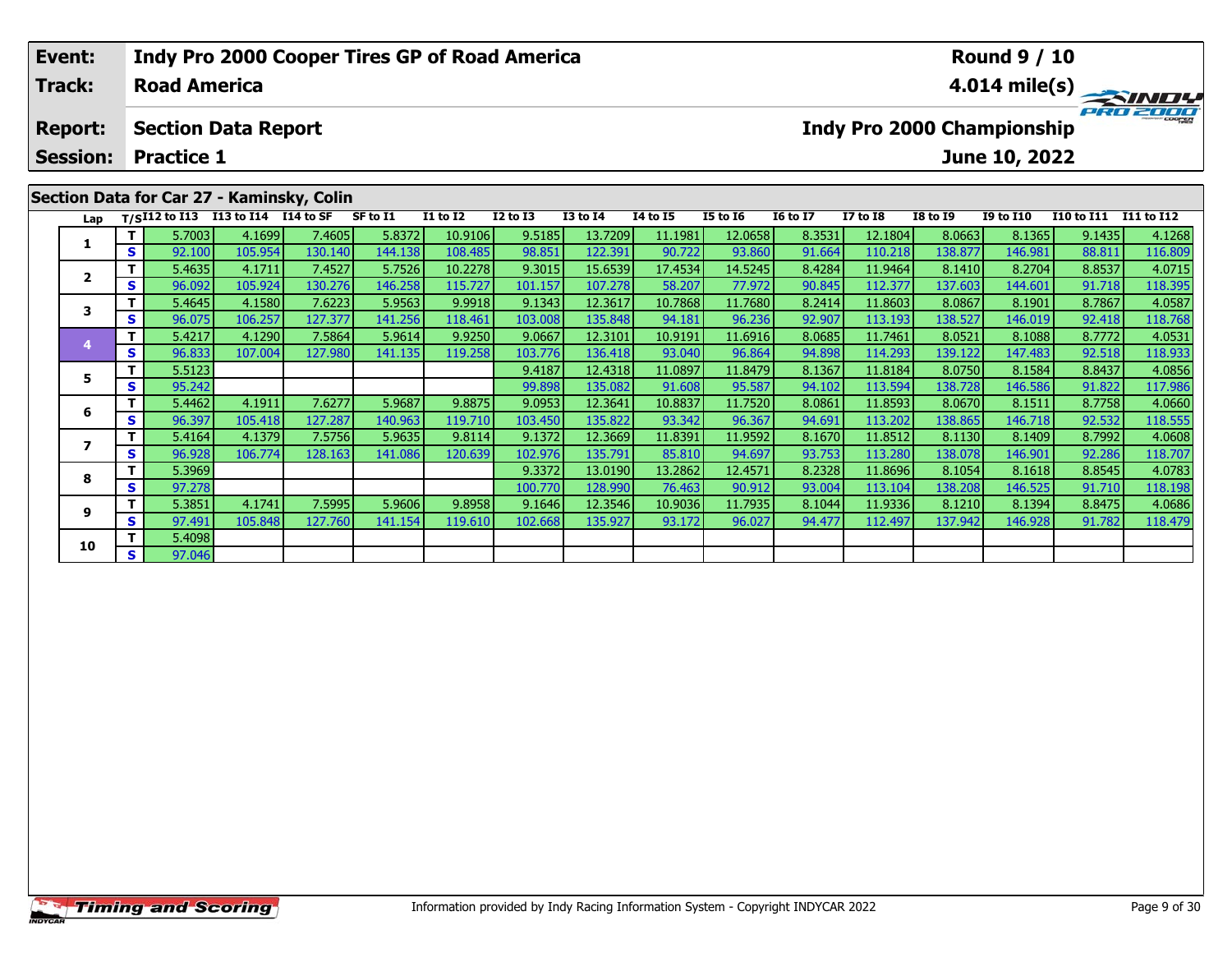| Event: | Indy Pro 2000 Cooper Tires GP of Road America | Round 9 / 10 |
|---|---|---|
| Track: | Road America | 4.014 mile(s) |
| Report: | Section Data Report | Indy Pro 2000 Championship |
| Session: | Practice 1 | June 10, 2022 |

## Section Data for Car 27 - Kaminsky, Colin

| Lap | T/S | I12 to I13 | I13 to I14 | I14 to SF | SF to I1 | I1 to I2 | I2 to I3 | I3 to I4 | I4 to I5 | I5 to I6 | I6 to I7 | I7 to I8 | I8 to I9 | I9 to I10 | I10 to I11 | I11 to I12 |
|---|---|---|---|---|---|---|---|---|---|---|---|---|---|---|---|---|
| 1 | T | 5.7003 | 4.1699 | 7.4605 | 5.8372 | 10.9106 | 9.5185 | 13.7209 | 11.1981 | 12.0658 | 8.3531 | 12.1804 | 8.0663 | 8.1365 | 9.1435 | 4.1268 |
| | S | 92.100 | 105.954 | 130.140 | 144.138 | 108.485 | 98.851 | 122.391 | 90.722 | 93.860 | 91.664 | 110.218 | 138.877 | 146.981 | 88.811 | 116.809 |
| 2 | T | 5.4635 | 4.1711 | 7.4527 | 5.7526 | 10.2278 | 9.3015 | 15.6539 | 17.4534 | 14.5245 | 8.4284 | 11.9464 | 8.1410 | 8.2704 | 8.8537 | 4.0715 |
| | S | 96.092 | 105.924 | 130.276 | 146.258 | 115.727 | 101.157 | 107.278 | 58.207 | 77.972 | 90.845 | 112.377 | 137.603 | 144.601 | 91.718 | 118.395 |
| 3 | T | 5.4645 | 4.1580 | 7.6223 | 5.9563 | 9.9918 | 9.1343 | 12.3617 | 10.7868 | 11.7680 | 8.2414 | 11.8603 | 8.0867 | 8.1901 | 8.7867 | 4.0587 |
| | S | 96.075 | 106.257 | 127.377 | 141.256 | 118.461 | 103.008 | 135.848 | 94.181 | 96.236 | 92.907 | 113.193 | 138.527 | 146.019 | 92.418 | 118.768 |
| 4 | T | 5.4217 | 4.1290 | 7.5864 | 5.9614 | 9.9250 | 9.0667 | 12.3101 | 10.9191 | 11.6916 | 8.0685 | 11.7461 | 8.0521 | 8.1088 | 8.7772 | 4.0531 |
| | S | 96.833 | 107.004 | 127.980 | 141.135 | 119.258 | 103.776 | 136.418 | 93.040 | 96.864 | 94.898 | 114.293 | 139.122 | 147.483 | 92.518 | 118.933 |
| 5 | T | 5.5123 | | | | | 9.4187 | 12.4318 | 11.0897 | 11.8479 | 8.1367 | 11.8184 | 8.0750 | 8.1584 | 8.8437 | 4.0856 |
| | S | 95.242 | | | | | 99.898 | 135.082 | 91.608 | 95.587 | 94.102 | 113.594 | 138.728 | 146.586 | 91.822 | 117.986 |
| 6 | T | 5.4462 | 4.1911 | 7.6277 | 5.9687 | 9.8875 | 9.0953 | 12.3641 | 10.8837 | 11.7520 | 8.0861 | 11.8593 | 8.0670 | 8.1511 | 8.7758 | 4.0660 |
| | S | 96.397 | 105.418 | 127.287 | 140.963 | 119.710 | 103.450 | 135.822 | 93.342 | 96.367 | 94.691 | 113.202 | 138.865 | 146.718 | 92.532 | 118.555 |
| 7 | T | 5.4164 | 4.1379 | 7.5756 | 5.9635 | 9.8114 | 9.1372 | 12.3669 | 11.8391 | 11.9592 | 8.1670 | 11.8512 | 8.1130 | 8.1409 | 8.7992 | 4.0608 |
| | S | 96.928 | 106.774 | 128.163 | 141.086 | 120.639 | 102.976 | 135.791 | 85.810 | 94.697 | 93.753 | 113.280 | 138.078 | 146.901 | 92.286 | 118.707 |
| 8 | T | 5.3969 | | | | | 9.3372 | 13.0190 | 13.2862 | 12.4571 | 8.2328 | 11.8696 | 8.1054 | 8.1618 | 8.8545 | 4.0783 |
| | S | 97.278 | | | | | 100.770 | 128.990 | 76.463 | 90.912 | 93.004 | 113.104 | 138.208 | 146.525 | 91.710 | 118.198 |
| 9 | T | 5.3851 | 4.1741 | 7.5995 | 5.9606 | 9.8958 | 9.1646 | 12.3546 | 10.9036 | 11.7935 | 8.1044 | 11.9336 | 8.1210 | 8.1394 | 8.8475 | 4.0686 |
| | S | 97.491 | 105.848 | 127.760 | 141.154 | 119.610 | 102.668 | 135.927 | 93.172 | 96.027 | 94.477 | 112.497 | 137.942 | 146.928 | 91.782 | 118.479 |
| 10 | T | 5.4098 | | | | | | | | | | | | | | |
| | S | 97.046 | | | | | | | | | | | | | | |

Information provided by Indy Racing Information System - Copyright INDYCAR 2022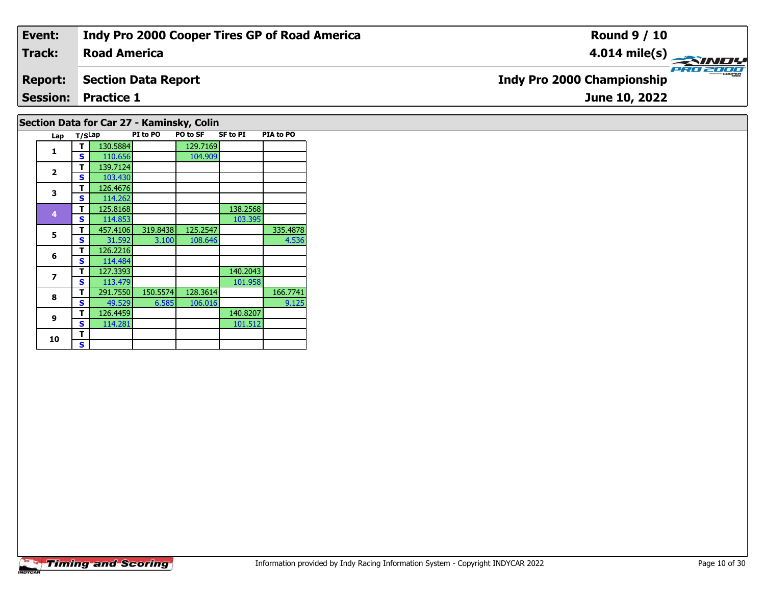| Event: | Indy Pro 2000 Cooper Tires GP of Road America | Round 9 / 10 |
|---|---|---|
| Track: | Road America | 4.014 mile(s) |
| Report: | Section Data Report | Indy Pro 2000 Championship |
| Session: | Practice 1 | June 10, 2022 |

## Section Data for Car 27 - Kaminsky, Colin

| Lap | T/S | Lap | PI to PO | PO to SF | SF to PI | PIA to PO |
|---|---|---|---|---|---|---|
| 1 | T | 130.5884 | | 129.7169 | | |
| | S | 110.656 | | 104.909 | | |
| 2 | T | 139.7124 | | | | |
| | S | 103.430 | | | | |
| 3 | T | 126.4676 | | | | |
| | S | 114.262 | | | | |
| 4 | T | 125.8168 | | | 138.2568 | |
| | S | 114.853 | | | 103.395 | |
| 5 | T | 457.4106 | 319.8438 | 125.2547 | | 335.4878 |
| | S | 31.592 | 3.100 | 108.646 | | 4.536 |
| 6 | T | 126.2216 | | | | |
| | S | 114.484 | | | | |
| 7 | T | 127.3393 | | | 140.2043 | |
| | S | 113.479 | | | 101.958 | |
| 8 | T | 291.7550 | 150.5574 | 128.3614 | | 166.7741 |
| | S | 49.529 | 6.585 | 106.016 | | 9.125 |
| 9 | T | 126.4459 | | | 140.8207 | |
| | S | 114.281 | | | 101.512 | |
| 10 | T | | | | | |
| | S | | | | | |

Information provided by Indy Racing Information System - Copyright INDYCAR 2022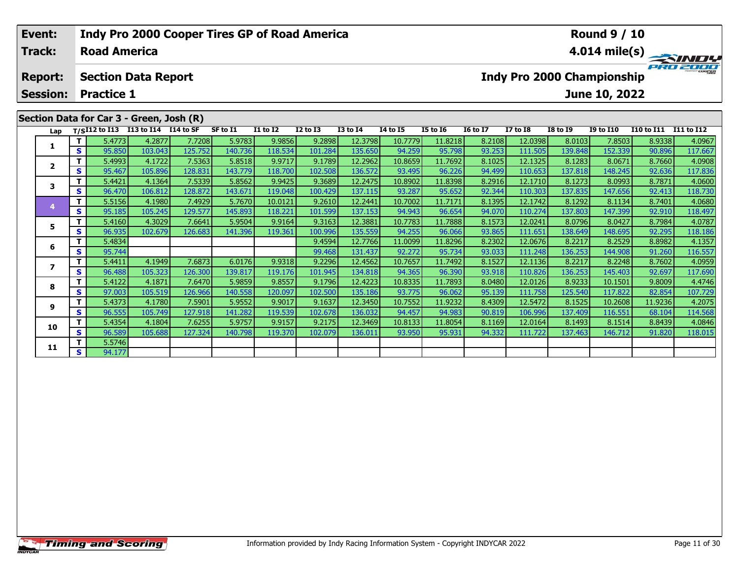| Event: | Indy Pro 2000 Cooper Tires GP of Road America | Round 9 / 10 |
|---|---|---|
| Track: | Road America | 4.014 mile(s) |
| Report: | Section Data Report | Indy Pro 2000 Championship |
| Session: | Practice 1 | June 10, 2022 |

## Section Data for Car 3 - Green, Josh (R)

| Lap | T/S | I12 to I13 | I13 to I14 | I14 to SF | SF to I1 | I1 to I2 | I2 to I3 | I3 to I4 | I4 to I5 | I5 to I6 | I6 to I7 | I7 to I8 | I8 to I9 | I9 to I10 | I10 to I11 | I11 to I12 |
|---|---|---|---|---|---|---|---|---|---|---|---|---|---|---|---|---|
| 1 | T | 5.4773 | 4.2877 | 7.7208 | 5.9783 | 9.9856 | 9.2898 | 12.3798 | 10.7779 | 11.8218 | 8.2108 | 12.0398 | 8.0103 | 7.8503 | 8.9338 | 4.0967 |
| | S | 95.850 | 103.043 | 125.752 | 140.736 | 118.534 | 101.284 | 135.650 | 94.259 | 95.798 | 93.253 | 111.505 | 139.848 | 152.339 | 90.896 | 117.667 |
| 2 | T | 5.4993 | 4.1722 | 7.5363 | 5.8518 | 9.9717 | 9.1789 | 12.2962 | 10.8659 | 11.7692 | 8.1025 | 12.1325 | 8.1283 | 8.0671 | 8.7660 | 4.0908 |
| | S | 95.467 | 105.896 | 128.831 | 143.779 | 118.700 | 102.508 | 136.572 | 93.495 | 96.226 | 94.499 | 110.653 | 137.818 | 148.245 | 92.636 | 117.836 |
| 3 | T | 5.4421 | 4.1364 | 7.5339 | 5.8562 | 9.9425 | 9.3689 | 12.2475 | 10.8902 | 11.8398 | 8.2916 | 12.1710 | 8.1273 | 8.0993 | 8.7871 | 4.0600 |
| | S | 96.470 | 106.812 | 128.872 | 143.671 | 119.048 | 100.429 | 137.115 | 93.287 | 95.652 | 92.344 | 110.303 | 137.835 | 147.656 | 92.413 | 118.730 |
| 4 | T | 5.5156 | 4.1980 | 7.4929 | 5.7670 | 10.0121 | 9.2610 | 12.2441 | 10.7002 | 11.7171 | 8.1395 | 12.1742 | 8.1292 | 8.1134 | 8.7401 | 4.0680 |
| | S | 95.185 | 105.245 | 129.577 | 145.893 | 118.221 | 101.599 | 137.153 | 94.943 | 96.654 | 94.070 | 110.274 | 137.803 | 147.399 | 92.910 | 118.497 |
| 5 | T | 5.4160 | 4.3029 | 7.6641 | 5.9504 | 9.9164 | 9.3163 | 12.3881 | 10.7783 | 11.7888 | 8.1573 | 12.0241 | 8.0796 | 8.0427 | 8.7984 | 4.0787 |
| | S | 96.935 | 102.679 | 126.683 | 141.396 | 119.361 | 100.996 | 135.559 | 94.255 | 96.066 | 93.865 | 111.651 | 138.649 | 148.695 | 92.295 | 118.186 |
| 6 | T | 5.4834 | | | | | 9.4594 | 12.7766 | 11.0099 | 11.8296 | 8.2302 | 12.0676 | 8.2217 | 8.2529 | 8.8982 | 4.1357 |
| | S | 95.744 | | | | | 99.468 | 131.437 | 92.272 | 95.734 | 93.033 | 111.248 | 136.253 | 144.908 | 91.260 | 116.557 |
| 7 | T | 5.4411 | 4.1949 | 7.6873 | 6.0176 | 9.9318 | 9.2296 | 12.4562 | 10.7657 | 11.7492 | 8.1527 | 12.1136 | 8.2217 | 8.2248 | 8.7602 | 4.0959 |
| | S | 96.488 | 105.323 | 126.300 | 139.817 | 119.176 | 101.945 | 134.818 | 94.365 | 96.390 | 93.918 | 110.826 | 136.253 | 145.403 | 92.697 | 117.690 |
| 8 | T | 5.4122 | 4.1871 | 7.6470 | 5.9859 | 9.8557 | 9.1796 | 12.4223 | 10.8335 | 11.7893 | 8.0480 | 12.0126 | 8.9233 | 10.1501 | 9.8009 | 4.4746 |
| | S | 97.003 | 105.519 | 126.966 | 140.558 | 120.097 | 102.500 | 135.186 | 93.775 | 96.062 | 95.139 | 111.758 | 125.540 | 117.822 | 82.854 | 107.729 |
| 9 | T | 5.4373 | 4.1780 | 7.5901 | 5.9552 | 9.9017 | 9.1637 | 12.3450 | 10.7552 | 11.9232 | 8.4309 | 12.5472 | 8.1525 | 10.2608 | 11.9236 | 4.2075 |
| | S | 96.555 | 105.749 | 127.918 | 141.282 | 119.539 | 102.678 | 136.032 | 94.457 | 94.983 | 90.819 | 106.996 | 137.409 | 116.551 | 68.104 | 114.568 |
| 10 | T | 5.4354 | 4.1804 | 7.6255 | 5.9757 | 9.9157 | 9.2175 | 12.3469 | 10.8133 | 11.8054 | 8.1169 | 12.0164 | 8.1493 | 8.1514 | 8.8439 | 4.0846 |
| | S | 96.589 | 105.688 | 127.324 | 140.798 | 119.370 | 102.079 | 136.011 | 93.950 | 95.931 | 94.332 | 111.722 | 137.463 | 146.712 | 91.820 | 118.015 |
| 11 | T | 5.5746 | | | | | | | | | | | | | | |
| | S | 94.177 | | | | | | | | | | | | | | |

Information provided by Indy Racing Information System - Copyright INDYCAR 2022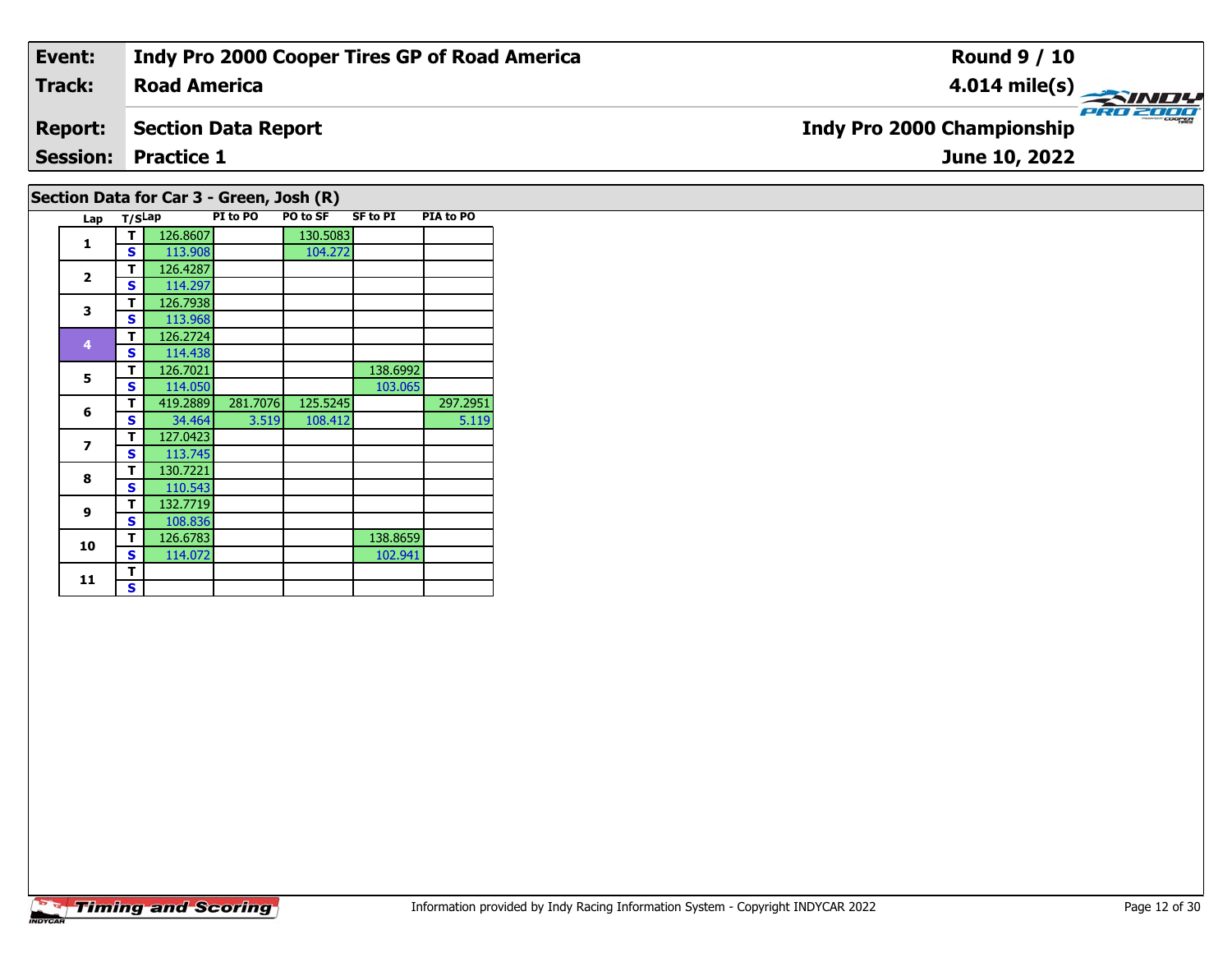| **Event:** | **Indy Pro 2000 Cooper Tires GP of Road America** | **Round 9 / 10** |
|---|---|---|
| **Track:** | **Road America** | **4.014 mile(s)** |
| **Report:** | **Section Data Report** | **Indy Pro 2000 Championship** |
| **Session:** | **Practice 1** | **June 10, 2022** |

## Section Data for Car 3 - Green, Josh (R)

| Lap | T/S | Lap | PI to PO | PO to SF | SF to PI | PIA to PO |
|---|---|---|---|---|---|---|
| 1 | T | 126.8607 | | 130.5083 | | |
| | S | 113.908 | | 104.272 | | |
| 2 | T | 126.4287 | | | | |
| | S | 114.297 | | | | |
| 3 | T | 126.7938 | | | | |
| | S | 113.968 | | | | |
| 4 | T | 126.2724 | | | | |
| | S | 114.438 | | | | |
| 5 | T | 126.7021 | | | 138.6992 | |
| | S | 114.050 | | | 103.065 | |
| 6 | T | 419.2889 | 281.7076 | 125.5245 | | 297.2951 |
| | S | 34.464 | 3.519 | 108.412 | | 5.119 |
| 7 | T | 127.0423 | | | | |
| | S | 113.745 | | | | |
| 8 | T | 130.7221 | | | | |
| | S | 110.543 | | | | |
| 9 | T | 132.7719 | | | | |
| | S | 108.836 | | | | |
| 10 | T | 126.6783 | | | 138.8659 | |
| | S | 114.072 | | | 102.941 | |
| 11 | T | | | | | |
| | S | | | | | |

Information provided by Indy Racing Information System - Copyright INDYCAR 2022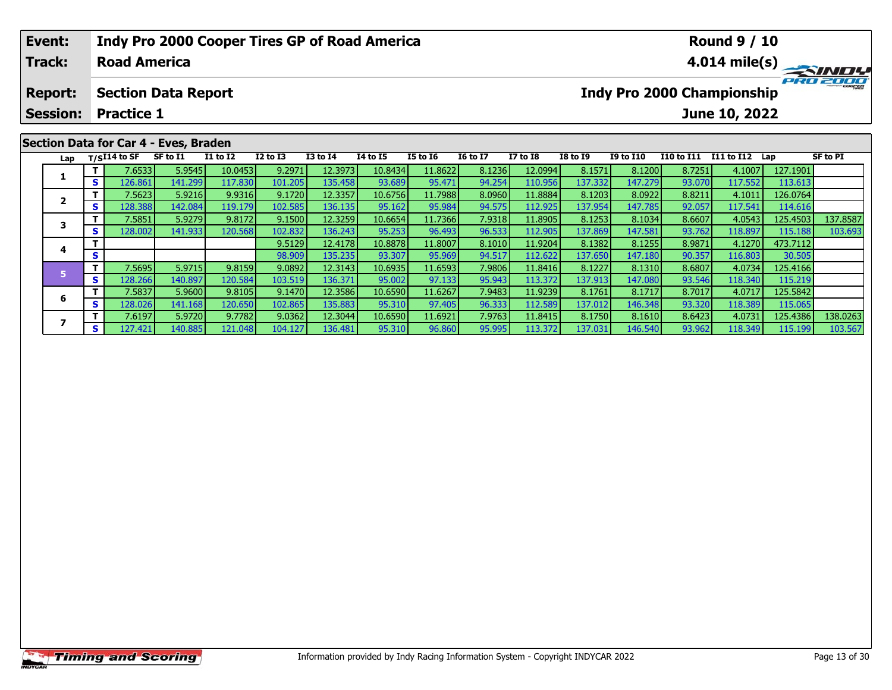| Event: | Indy Pro 2000 Cooper Tires GP of Road America | Round 9 / 10 |
|---|---|---|
| Track: | Road America | 4.014 mile(s) |
| Report: | Section Data Report | Indy Pro 2000 Championship |
| Session: | Practice 1 | June 10, 2022 |

## Section Data for Car 4 - Eves, Braden

| Lap | T/S | I14 to SF | SF to I1 | I1 to I2 | I2 to I3 | I3 to I4 | I4 to I5 | I5 to I6 | I6 to I7 | I7 to I8 | I8 to I9 | I9 to I10 | I10 to I11 | I11 to I12 | Lap | SF to PI |
|---|---|---|---|---|---|---|---|---|---|---|---|---|---|---|---|---|
| 1 | T | 7.6533 | 5.9545 | 10.0453 | 9.2971 | 12.3973 | 10.8434 | 11.8622 | 8.1236 | 12.0994 | 8.1571 | 8.1200 | 8.7251 | 4.1007 | 127.1901 | |
| | S | 126.861 | 141.299 | 117.830 | 101.205 | 135.458 | 93.689 | 95.471 | 94.254 | 110.956 | 137.332 | 147.279 | 93.070 | 117.552 | 113.613 | |
| 2 | T | 7.5623 | 5.9216 | 9.9316 | 9.1720 | 12.3357 | 10.6756 | 11.7988 | 8.0960 | 11.8884 | 8.1203 | 8.0922 | 8.8211 | 4.1011 | 126.0764 | |
| | S | 128.388 | 142.084 | 119.179 | 102.585 | 136.135 | 95.162 | 95.984 | 94.575 | 112.925 | 137.954 | 147.785 | 92.057 | 117.541 | 114.616 | |
| 3 | T | 7.5851 | 5.9279 | 9.8172 | 9.1500 | 12.3259 | 10.6654 | 11.7366 | 7.9318 | 11.8905 | 8.1253 | 8.1034 | 8.6607 | 4.0543 | 125.4503 | 137.8587 |
| | S | 128.002 | 141.933 | 120.568 | 102.832 | 136.243 | 95.253 | 96.493 | 96.533 | 112.905 | 137.869 | 147.581 | 93.762 | 118.897 | 115.188 | 103.693 |
| 4 | T | | | | 9.5129 | 12.4178 | 10.8878 | 11.8007 | 8.1010 | 11.9204 | 8.1382 | 8.1255 | 8.9871 | 4.1270 | 473.7112 | |
| | S | | | | 98.909 | 135.235 | 93.307 | 95.969 | 94.517 | 112.622 | 137.650 | 147.180 | 90.357 | 116.803 | 30.505 | |
| 5 | T | 7.5695 | 5.9715 | 9.8159 | 9.0892 | 12.3143 | 10.6935 | 11.6593 | 7.9806 | 11.8416 | 8.1227 | 8.1310 | 8.6807 | 4.0734 | 125.4166 | |
| | S | 128.266 | 140.897 | 120.584 | 103.519 | 136.371 | 95.002 | 97.133 | 95.943 | 113.372 | 137.913 | 147.080 | 93.546 | 118.340 | 115.219 | |
| 6 | T | 7.5837 | 5.9600 | 9.8105 | 9.1470 | 12.3586 | 10.6590 | 11.6267 | 7.9483 | 11.9239 | 8.1761 | 8.1717 | 8.7017 | 4.0717 | 125.5842 | |
| | S | 128.026 | 141.168 | 120.650 | 102.865 | 135.883 | 95.310 | 97.405 | 96.333 | 112.589 | 137.012 | 146.348 | 93.320 | 118.389 | 115.065 | |
| 7 | T | 7.6197 | 5.9720 | 9.7782 | 9.0362 | 12.3044 | 10.6590 | 11.6921 | 7.9763 | 11.8415 | 8.1750 | 8.1610 | 8.6423 | 4.0731 | 125.4386 | 138.0263 |
| | S | 127.421 | 140.885 | 121.048 | 104.127 | 136.481 | 95.310 | 96.860 | 95.995 | 113.372 | 137.031 | 146.540 | 93.962 | 118.349 | 115.199 | 103.567 |

Information provided by Indy Racing Information System - Copyright INDYCAR 2022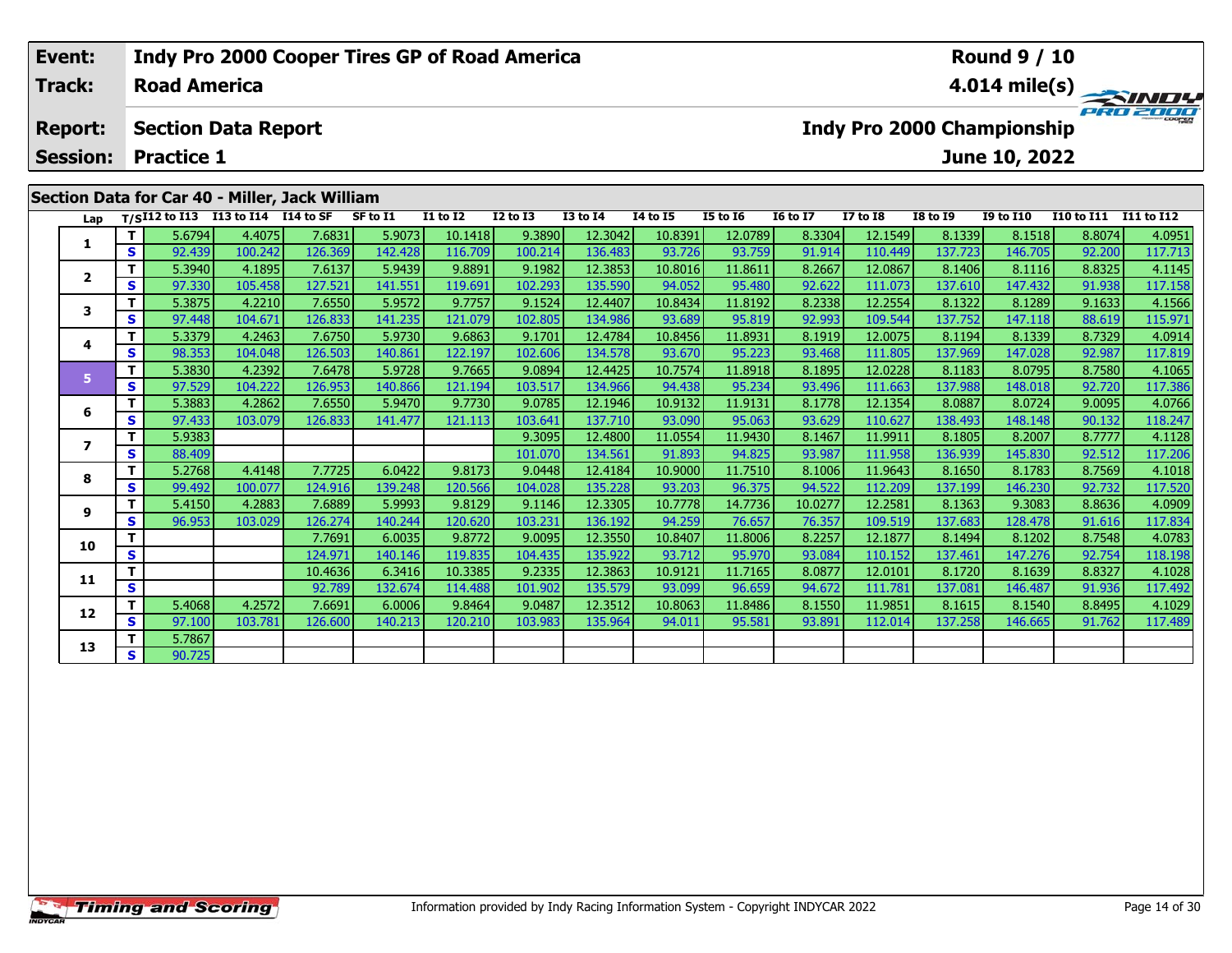| Event: | Indy Pro 2000 Cooper Tires GP of Road America | Round 9 / 10 |
|---|---|---|
| Track: | Road America | 4.014 mile(s) |
| Report: | Section Data Report | Indy Pro 2000 Championship |
| Session: | Practice 1 | June 10, 2022 |

## Section Data for Car 40 - Miller, Jack William

| Lap | T/S | I12 to I13 | I13 to I14 | I14 to SF | SF to I1 | I1 to I2 | I2 to I3 | I3 to I4 | I4 to I5 | I5 to I6 | I6 to I7 | I7 to I8 | I8 to I9 | I9 to I10 | I10 to I11 | I11 to I12 |
|---|---|---|---|---|---|---|---|---|---|---|---|---|---|---|---|---|
| 1 | T | 5.6794 | 4.4075 | 7.6831 | 5.9073 | 10.1418 | 9.3890 | 12.3042 | 10.8391 | 12.0789 | 8.3304 | 12.1549 | 8.1339 | 8.1518 | 8.8074 | 4.0951 |
| | S | 92.439 | 100.242 | 126.369 | 142.428 | 116.709 | 100.214 | 136.483 | 93.726 | 93.759 | 91.914 | 110.449 | 137.723 | 146.705 | 92.200 | 117.713 |
| 2 | T | 5.3940 | 4.1895 | 7.6137 | 5.9439 | 9.8891 | 9.1982 | 12.3853 | 10.8016 | 11.8611 | 8.2667 | 12.0867 | 8.1406 | 8.1116 | 8.8325 | 4.1145 |
| | S | 97.330 | 105.458 | 127.521 | 141.551 | 119.691 | 102.293 | 135.590 | 94.052 | 95.480 | 92.622 | 111.073 | 137.610 | 147.432 | 91.938 | 117.158 |
| 3 | T | 5.3875 | 4.2210 | 7.6550 | 5.9572 | 9.7757 | 9.1524 | 12.4407 | 10.8434 | 11.8192 | 8.2338 | 12.2554 | 8.1322 | 8.1289 | 9.1633 | 4.1566 |
| | S | 97.448 | 104.671 | 126.833 | 141.235 | 121.079 | 102.805 | 134.986 | 93.689 | 95.819 | 92.993 | 109.544 | 137.752 | 147.118 | 88.619 | 115.971 |
| 4 | T | 5.3379 | 4.2463 | 7.6750 | 5.9730 | 9.6863 | 9.1701 | 12.4784 | 10.8456 | 11.8931 | 8.1919 | 12.0075 | 8.1194 | 8.1339 | 8.7329 | 4.0914 |
| | S | 98.353 | 104.048 | 126.503 | 140.861 | 122.197 | 102.606 | 134.578 | 93.670 | 95.223 | 93.468 | 111.805 | 137.969 | 147.028 | 92.987 | 117.819 |
| 5 | T | 5.3830 | 4.2392 | 7.6478 | 5.9728 | 9.7665 | 9.0894 | 12.4425 | 10.7574 | 11.8918 | 8.1895 | 12.0228 | 8.1183 | 8.0795 | 8.7580 | 4.1065 |
| | S | 97.529 | 104.222 | 126.953 | 140.866 | 121.194 | 103.517 | 134.966 | 94.438 | 95.234 | 93.496 | 111.663 | 137.988 | 148.018 | 92.720 | 117.386 |
| 6 | T | 5.3883 | 4.2862 | 7.6550 | 5.9470 | 9.7730 | 9.0785 | 12.1946 | 10.9132 | 11.9131 | 8.1778 | 12.1354 | 8.0887 | 8.0724 | 9.0095 | 4.0766 |
| | S | 97.433 | 103.079 | 126.833 | 141.477 | 121.113 | 103.641 | 137.710 | 93.090 | 95.063 | 93.629 | 110.627 | 138.493 | 148.148 | 90.132 | 118.247 |
| 7 | T | 5.9383 | | | | | 9.3095 | 12.4800 | 11.0554 | 11.9430 | 8.1467 | 11.9911 | 8.1805 | 8.2007 | 8.7777 | 4.1128 |
| | S | 88.409 | | | | | 101.070 | 134.561 | 91.893 | 94.825 | 93.987 | 111.958 | 136.939 | 145.830 | 92.512 | 117.206 |
| 8 | T | 5.2768 | 4.4148 | 7.7725 | 6.0422 | 9.8173 | 9.0448 | 12.4184 | 10.9000 | 11.7510 | 8.1006 | 11.9643 | 8.1650 | 8.1783 | 8.7569 | 4.1018 |
| | S | 99.492 | 100.077 | 124.916 | 139.248 | 120.566 | 104.028 | 135.228 | 93.203 | 96.375 | 94.522 | 112.209 | 137.199 | 146.230 | 92.732 | 117.520 |
| 9 | T | 5.4150 | 4.2883 | 7.6889 | 5.9993 | 9.8129 | 9.1146 | 12.3305 | 10.7778 | 14.7736 | 10.0277 | 12.2581 | 8.1363 | 9.3083 | 8.8636 | 4.0909 |
| | S | 96.953 | 103.029 | 126.274 | 140.244 | 120.620 | 103.231 | 136.192 | 94.259 | 76.657 | 76.357 | 109.519 | 137.683 | 128.478 | 91.616 | 117.834 |
| 10 | T | | | 7.7691 | 6.0035 | 9.8772 | 9.0095 | 12.3550 | 10.8407 | 11.8006 | 8.2257 | 12.1877 | 8.1494 | 8.1202 | 8.7548 | 4.0783 |
| | S | | | 124.971 | 140.146 | 119.835 | 104.435 | 135.922 | 93.712 | 95.970 | 93.084 | 110.152 | 137.461 | 147.276 | 92.754 | 118.198 |
| 11 | T | | | 10.4636 | 6.3416 | 10.3385 | 9.2335 | 12.3863 | 10.9121 | 11.7165 | 8.0877 | 12.0101 | 8.1720 | 8.1639 | 8.8327 | 4.1028 |
| | S | | | 92.789 | 132.674 | 114.488 | 101.902 | 135.579 | 93.099 | 96.659 | 94.672 | 111.781 | 137.081 | 146.487 | 91.936 | 117.492 |
| 12 | T | 5.4068 | 4.2572 | 7.6691 | 6.0006 | 9.8464 | 9.0487 | 12.3512 | 10.8063 | 11.8486 | 8.1550 | 11.9851 | 8.1615 | 8.1540 | 8.8495 | 4.1029 |
| | S | 97.100 | 103.781 | 126.600 | 140.213 | 120.210 | 103.983 | 135.964 | 94.011 | 95.581 | 93.891 | 112.014 | 137.258 | 146.665 | 91.762 | 117.489 |
| 13 | T | 5.7867 | | | | | | | | | | | | | | |
| | S | 90.725 | | | | | | | | | | | | | | |

Information provided by Indy Racing Information System - Copyright INDYCAR 2022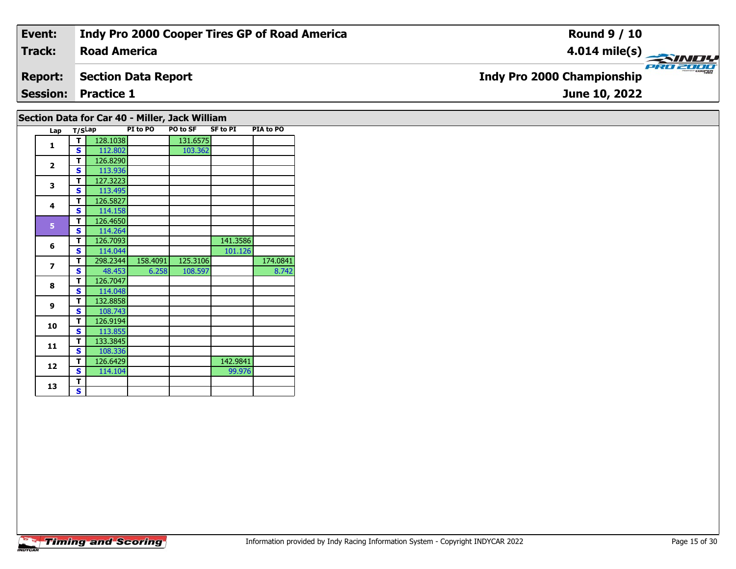| **Event:** | **Indy Pro 2000 Cooper Tires GP of Road America** | **Round 9 / 10** |
|---|---|---|
| **Track:** | **Road America** | **4.014 mile(s)** |
| **Report:** | **Section Data Report** | **Indy Pro 2000 Championship** |
| **Session:** | **Practice 1** | **June 10, 2022** |

## Section Data for Car 40 - Miller, Jack William

| Lap | T/S | Lap | PI to PO | PO to SF | SF to PI | PIA to PO |
|---|---|---|---|---|---|---|
| 1 | T | 128.1038 | | 131.6575 | | |
| | S | 112.802 | | 103.362 | | |
| 2 | T | 126.8290 | | | | |
| | S | 113.936 | | | | |
| 3 | T | 127.3223 | | | | |
| | S | 113.495 | | | | |
| 4 | T | 126.5827 | | | | |
| | S | 114.158 | | | | |
| 5 | T | 126.4650 | | | | |
| | S | 114.264 | | | | |
| 6 | T | 126.7093 | | | 141.3586 | |
| | S | 114.044 | | | 101.126 | |
| 7 | T | 298.2344 | 158.4091 | 125.3106 | | 174.0841 |
| | S | 48.453 | 6.258 | 108.597 | | 8.742 |
| 8 | T | 126.7047 | | | | |
| | S | 114.048 | | | | |
| 9 | T | 132.8858 | | | | |
| | S | 108.743 | | | | |
| 10 | T | 126.9194 | | | | |
| | S | 113.855 | | | | |
| 11 | T | 133.3845 | | | | |
| | S | 108.336 | | | | |
| 12 | T | 126.6429 | | | 142.9841 | |
| | S | 114.104 | | | 99.976 | |
| 13 | T | | | | | |
| | S | | | | | |

Information provided by Indy Racing Information System - Copyright INDYCAR 2022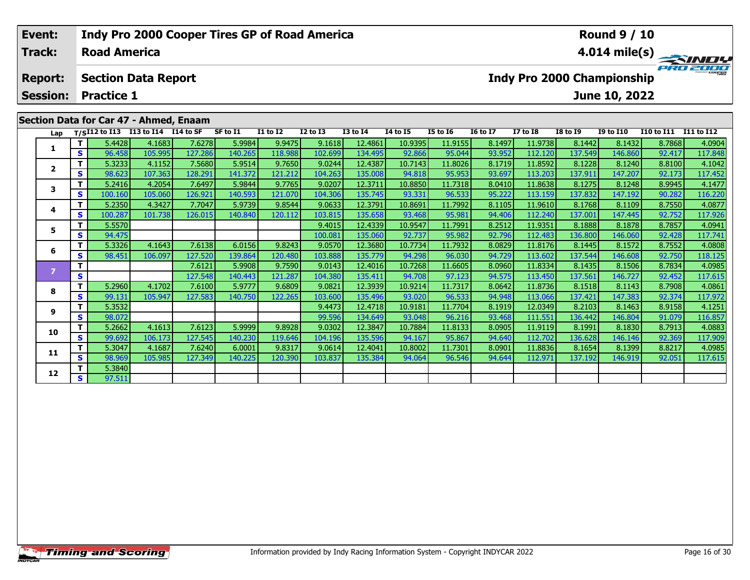| Event: | Indy Pro 2000 Cooper Tires GP of Road America | Round 9 / 10 |
|---|---|---|
| Track: | Road America | 4.014 mile(s) |
| Report: | Section Data Report | Indy Pro 2000 Championship |
| Session: | Practice 1 | June 10, 2022 |

## Section Data for Car 47 - Ahmed, Enaam

| Lap | T/S | I12 to I13 | I13 to I14 | I14 to SF | SF to I1 | I1 to I2 | I2 to I3 | I3 to I4 | I4 to I5 | I5 to I6 | I6 to I7 | I7 to I8 | I8 to I9 | I9 to I10 | I10 to I11 | I11 to I12 |
|---|---|---|---|---|---|---|---|---|---|---|---|---|---|---|---|---|
| 1 | T | 5.4428 | 4.1683 | 7.6278 | 5.9984 | 9.9475 | 9.1618 | 12.4861 | 10.9395 | 11.9155 | 8.1497 | 11.9738 | 8.1442 | 8.1432 | 8.7868 | 4.0904 |
| | S | 96.458 | 105.995 | 127.286 | 140.265 | 118.988 | 102.699 | 134.495 | 92.866 | 95.044 | 93.952 | 112.120 | 137.549 | 146.860 | 92.417 | 117.848 |
| 2 | T | 5.3233 | 4.1152 | 7.5680 | 5.9514 | 9.7650 | 9.0244 | 12.4387 | 10.7143 | 11.8026 | 8.1719 | 11.8592 | 8.1228 | 8.1240 | 8.8100 | 4.1042 |
| | S | 98.623 | 107.363 | 128.291 | 141.372 | 121.212 | 104.263 | 135.008 | 94.818 | 95.953 | 93.697 | 113.203 | 137.911 | 147.207 | 92.173 | 117.452 |
| 3 | T | 5.2416 | 4.2054 | 7.6497 | 5.9844 | 9.7765 | 9.0207 | 12.3711 | 10.8850 | 11.7318 | 8.0410 | 11.8638 | 8.1275 | 8.1248 | 8.9945 | 4.1477 |
| | S | 100.160 | 105.060 | 126.921 | 140.593 | 121.070 | 104.306 | 135.745 | 93.331 | 96.533 | 95.222 | 113.159 | 137.832 | 147.192 | 90.282 | 116.220 |
| 4 | T | 5.2350 | 4.3427 | 7.7047 | 5.9739 | 9.8544 | 9.0633 | 12.3791 | 10.8691 | 11.7992 | 8.1105 | 11.9610 | 8.1768 | 8.1109 | 8.7550 | 4.0877 |
| | S | 100.287 | 101.738 | 126.015 | 140.840 | 120.112 | 103.815 | 135.658 | 93.468 | 95.981 | 94.406 | 112.240 | 137.001 | 147.445 | 92.752 | 117.926 |
| 5 | T | 5.5570 | | | | | 9.4015 | 12.4339 | 10.9547 | 11.7991 | 8.2512 | 11.9351 | 8.1888 | 8.1878 | 8.7857 | 4.0941 |
| | S | 94.475 | | | | | 100.081 | 135.060 | 92.737 | 95.982 | 92.796 | 112.483 | 136.800 | 146.060 | 92.428 | 117.741 |
| 6 | T | 5.3326 | 4.1643 | 7.6138 | 6.0156 | 9.8243 | 9.0570 | 12.3680 | 10.7734 | 11.7932 | 8.0829 | 11.8176 | 8.1445 | 8.1572 | 8.7552 | 4.0808 |
| | S | 98.451 | 106.097 | 127.520 | 139.864 | 120.480 | 103.888 | 135.779 | 94.298 | 96.030 | 94.729 | 113.602 | 137.544 | 146.608 | 92.750 | 118.125 |
| 7 | T | | | 7.6121 | 5.9908 | 9.7590 | 9.0143 | 12.4016 | 10.7268 | 11.6605 | 8.0960 | 11.8334 | 8.1435 | 8.1506 | 8.7834 | 4.0985 |
| | S | | | 127.548 | 140.443 | 121.287 | 104.380 | 135.411 | 94.708 | 97.123 | 94.575 | 113.450 | 137.561 | 146.727 | 92.452 | 117.615 |
| 8 | T | 5.2960 | 4.1702 | 7.6100 | 5.9777 | 9.6809 | 9.0821 | 12.3939 | 10.9214 | 11.7317 | 8.0642 | 11.8736 | 8.1518 | 8.1143 | 8.7908 | 4.0861 |
| | S | 99.131 | 105.947 | 127.583 | 140.750 | 122.265 | 103.600 | 135.496 | 93.020 | 96.533 | 94.948 | 113.066 | 137.421 | 147.383 | 92.374 | 117.972 |
| 9 | T | 5.3532 | | | | | 9.4473 | 12.4718 | 10.9181 | 11.7704 | 8.1919 | 12.0349 | 8.2103 | 8.1463 | 8.9158 | 4.1251 |
| | S | 98.072 | | | | | 99.596 | 134.649 | 93.048 | 96.216 | 93.468 | 111.551 | 136.442 | 146.804 | 91.079 | 116.857 |
| 10 | T | 5.2662 | 4.1613 | 7.6123 | 5.9999 | 9.8928 | 9.0302 | 12.3847 | 10.7884 | 11.8133 | 8.0905 | 11.9119 | 8.1991 | 8.1830 | 8.7913 | 4.0883 |
| | S | 99.692 | 106.173 | 127.545 | 140.230 | 119.646 | 104.196 | 135.596 | 94.167 | 95.867 | 94.640 | 112.702 | 136.628 | 146.146 | 92.369 | 117.909 |
| 11 | T | 5.3047 | 4.1687 | 7.6240 | 6.0001 | 9.8317 | 9.0614 | 12.4041 | 10.8002 | 11.7301 | 8.0901 | 11.8836 | 8.1654 | 8.1399 | 8.8217 | 4.0985 |
| | S | 98.969 | 105.985 | 127.349 | 140.225 | 120.390 | 103.837 | 135.384 | 94.064 | 96.546 | 94.644 | 112.971 | 137.192 | 146.919 | 92.051 | 117.615 |
| 12 | T | 5.3840 | | | | | | | | | | | | | | |
| | S | 97.511 | | | | | | | | | | | | | | |

Information provided by Indy Racing Information System - Copyright INDYCAR 2022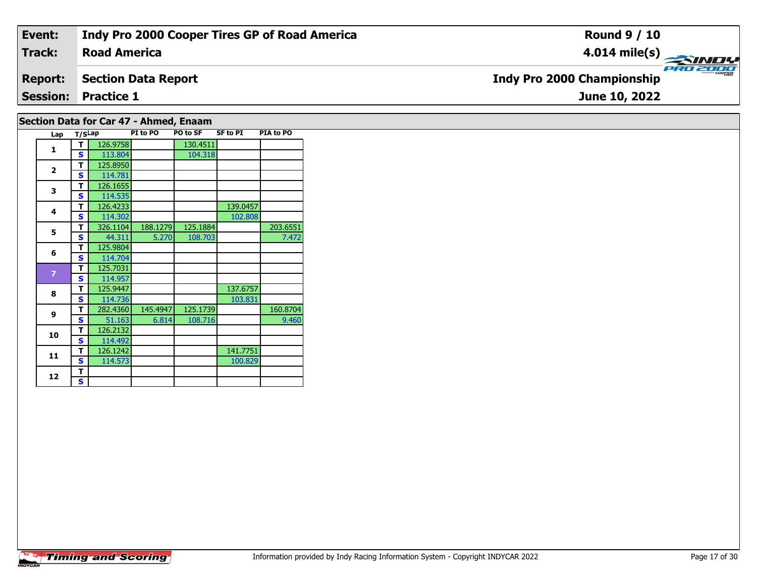| Event: | Indy Pro 2000 Cooper Tires GP of Road America | Round 9 / 10 |
|---|---|---|
| Track: | Road America | 4.014 mile(s) |
| Report: | Section Data Report | Indy Pro 2000 Championship |
| Session: | Practice 1 | June 10, 2022 |

## Section Data for Car 47 - Ahmed, Enaam

| Lap | T/S | Lap | PI to PO | PO to SF | SF to PI | PIA to PO |
|---|---|---|---|---|---|---|
| 1 | T | 126.9758 | | 130.4511 | | |
| | S | 113.804 | | 104.318 | | |
| 2 | T | 125.8950 | | | | |
| | S | 114.781 | | | | |
| 3 | T | 126.1655 | | | | |
| | S | 114.535 | | | | |
| 4 | T | 126.4233 | | | 139.0457 | |
| | S | 114.302 | | | 102.808 | |
| 5 | T | 326.1104 | 188.1279 | 125.1884 | | 203.6551 |
| | S | 44.311 | 5.270 | 108.703 | | 7.472 |
| 6 | T | 125.9804 | | | | |
| | S | 114.704 | | | | |
| 7 | T | 125.7031 | | | | |
| | S | 114.957 | | | | |
| 8 | T | 125.9447 | | | 137.6757 | |
| | S | 114.736 | | | 103.831 | |
| 9 | T | 282.4360 | 145.4947 | 125.1739 | | 160.8704 |
| | S | 51.163 | 6.814 | 108.716 | | 9.460 |
| 10 | T | 126.2132 | | | | |
| | S | 114.492 | | | | |
| 11 | T | 126.1242 | | | 141.7751 | |
| | S | 114.573 | | | 100.829 | |
| 12 | T | | | | | |
| | S | | | | | |

Information provided by Indy Racing Information System - Copyright INDYCAR 2022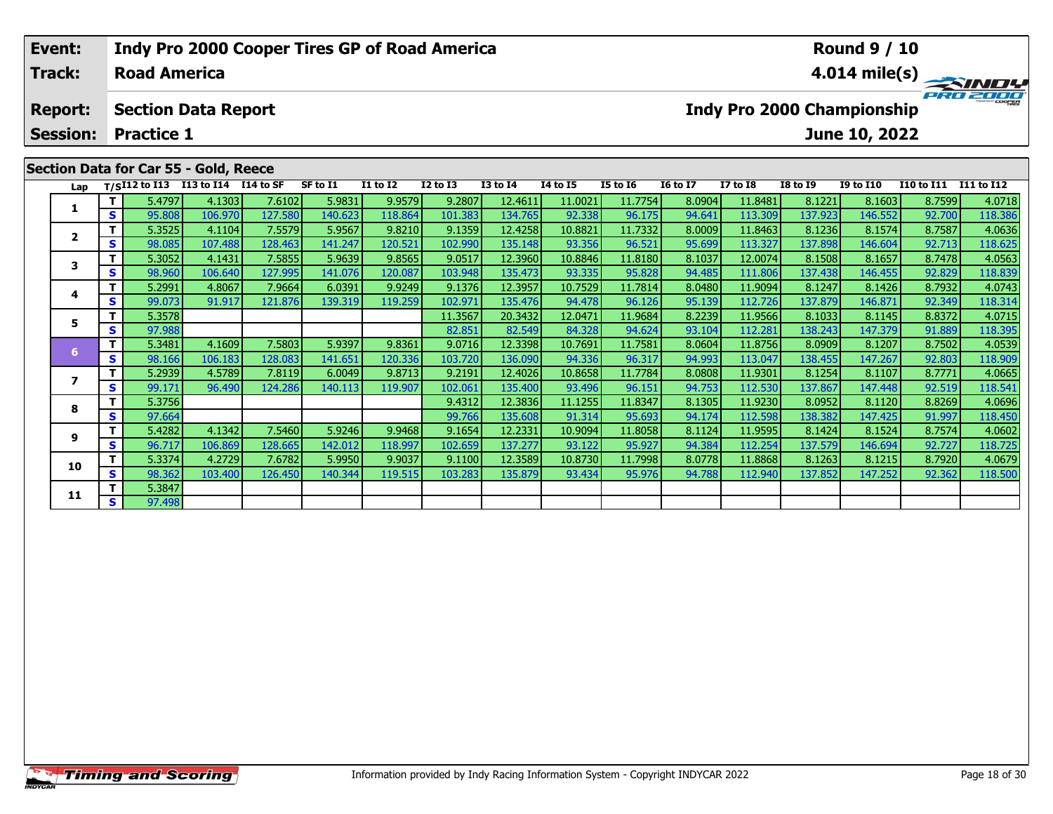| Event: | Indy Pro 2000 Cooper Tires GP of Road America | Round 9 / 10 |
|---|---|---|
| Track: | Road America | 4.014 mile(s) |
| Report: | Section Data Report | Indy Pro 2000 Championship |
| Session: | Practice 1 | June 10, 2022 |

## Section Data for Car 55 - Gold, Reece

| Lap | T/S | I12 to I13 | I13 to I14 | I14 to SF | SF to I1 | I1 to I2 | I2 to I3 | I3 to I4 | I4 to I5 | I5 to I6 | I6 to I7 | I7 to I8 | I8 to I9 | I9 to I10 | I10 to I11 | I11 to I12 |
|---|---|---|---|---|---|---|---|---|---|---|---|---|---|---|---|---|
| 1 | T | 5.4797 | 4.1303 | 7.6102 | 5.9831 | 9.9579 | 9.2807 | 12.4611 | 11.0021 | 11.7754 | 8.0904 | 11.8481 | 8.1221 | 8.1603 | 8.7599 | 4.0718 |
| | S | 95.808 | 106.970 | 127.580 | 140.623 | 118.864 | 101.383 | 134.765 | 92.338 | 96.175 | 94.641 | 113.309 | 137.923 | 146.552 | 92.700 | 118.386 |
| 2 | T | 5.3525 | 4.1104 | 7.5579 | 5.9567 | 9.8210 | 9.1359 | 12.4258 | 10.8821 | 11.7332 | 8.0009 | 11.8463 | 8.1236 | 8.1574 | 8.7587 | 4.0636 |
| | S | 98.085 | 107.488 | 128.463 | 141.247 | 120.521 | 102.990 | 135.148 | 93.356 | 96.521 | 95.699 | 113.327 | 137.898 | 146.604 | 92.713 | 118.625 |
| 3 | T | 5.3052 | 4.1431 | 7.5855 | 5.9639 | 9.8565 | 9.0517 | 12.3960 | 10.8846 | 11.8180 | 8.1037 | 12.0074 | 8.1508 | 8.1657 | 8.7478 | 4.0563 |
| | S | 98.960 | 106.640 | 127.995 | 141.076 | 120.087 | 103.948 | 135.473 | 93.335 | 95.828 | 94.485 | 111.806 | 137.438 | 146.455 | 92.829 | 118.839 |
| 4 | T | 5.2991 | 4.8067 | 7.9664 | 6.0391 | 9.9249 | 9.1376 | 12.3957 | 10.7529 | 11.7814 | 8.0480 | 11.9094 | 8.1247 | 8.1426 | 8.7932 | 4.0743 |
| | S | 99.073 | 91.917 | 121.876 | 139.319 | 119.259 | 102.971 | 135.476 | 94.478 | 96.126 | 95.139 | 112.726 | 137.879 | 146.871 | 92.349 | 118.314 |
| 5 | T | 5.3578 | | | | | 11.3567 | 20.3432 | 12.0471 | 11.9684 | 8.2239 | 11.9566 | 8.1033 | 8.1145 | 8.8372 | 4.0715 |
| | S | 97.988 | | | | | 82.851 | 82.549 | 84.328 | 94.624 | 93.104 | 112.281 | 138.243 | 147.379 | 91.889 | 118.395 |
| 6 | T | 5.3481 | 4.1609 | 7.5803 | 5.9397 | 9.8361 | 9.0716 | 12.3398 | 10.7691 | 11.7581 | 8.0604 | 11.8756 | 8.0909 | 8.1207 | 8.7502 | 4.0539 |
| | S | 98.166 | 106.183 | 128.083 | 141.651 | 120.336 | 103.720 | 136.090 | 94.336 | 96.317 | 94.993 | 113.047 | 138.455 | 147.267 | 92.803 | 118.909 |
| 7 | T | 5.2939 | 4.5789 | 7.8119 | 6.0049 | 9.8713 | 9.2191 | 12.4026 | 10.8658 | 11.7784 | 8.0808 | 11.9301 | 8.1254 | 8.1107 | 8.7771 | 4.0665 |
| | S | 99.171 | 96.490 | 124.286 | 140.113 | 119.907 | 102.061 | 135.400 | 93.496 | 96.151 | 94.753 | 112.530 | 137.867 | 147.448 | 92.519 | 118.541 |
| 8 | T | 5.3756 | | | | | 9.4312 | 12.3836 | 11.1255 | 11.8347 | 8.1305 | 11.9230 | 8.0952 | 8.1120 | 8.8269 | 4.0696 |
| | S | 97.664 | | | | | 99.766 | 135.608 | 91.314 | 95.693 | 94.174 | 112.598 | 138.382 | 147.425 | 91.997 | 118.450 |
| 9 | T | 5.4282 | 4.1342 | 7.5460 | 5.9246 | 9.9468 | 9.1654 | 12.2331 | 10.9094 | 11.8058 | 8.1124 | 11.9595 | 8.1424 | 8.1524 | 8.7574 | 4.0602 |
| | S | 96.717 | 106.869 | 128.665 | 142.012 | 118.997 | 102.659 | 137.277 | 93.122 | 95.927 | 94.384 | 112.254 | 137.579 | 146.694 | 92.727 | 118.725 |
| 10 | T | 5.3374 | 4.2729 | 7.6782 | 5.9950 | 9.9037 | 9.1100 | 12.3589 | 10.8730 | 11.7998 | 8.0778 | 11.8868 | 8.1263 | 8.1215 | 8.7920 | 4.0679 |
| | S | 98.362 | 103.400 | 126.450 | 140.344 | 119.515 | 103.283 | 135.879 | 93.434 | 95.976 | 94.788 | 112.940 | 137.852 | 147.252 | 92.362 | 118.500 |
| 11 | T | 5.3847 | | | | | | | | | | | | | | |
| | S | 97.498 | | | | | | | | | | | | | | |

Information provided by Indy Racing Information System - Copyright INDYCAR 2022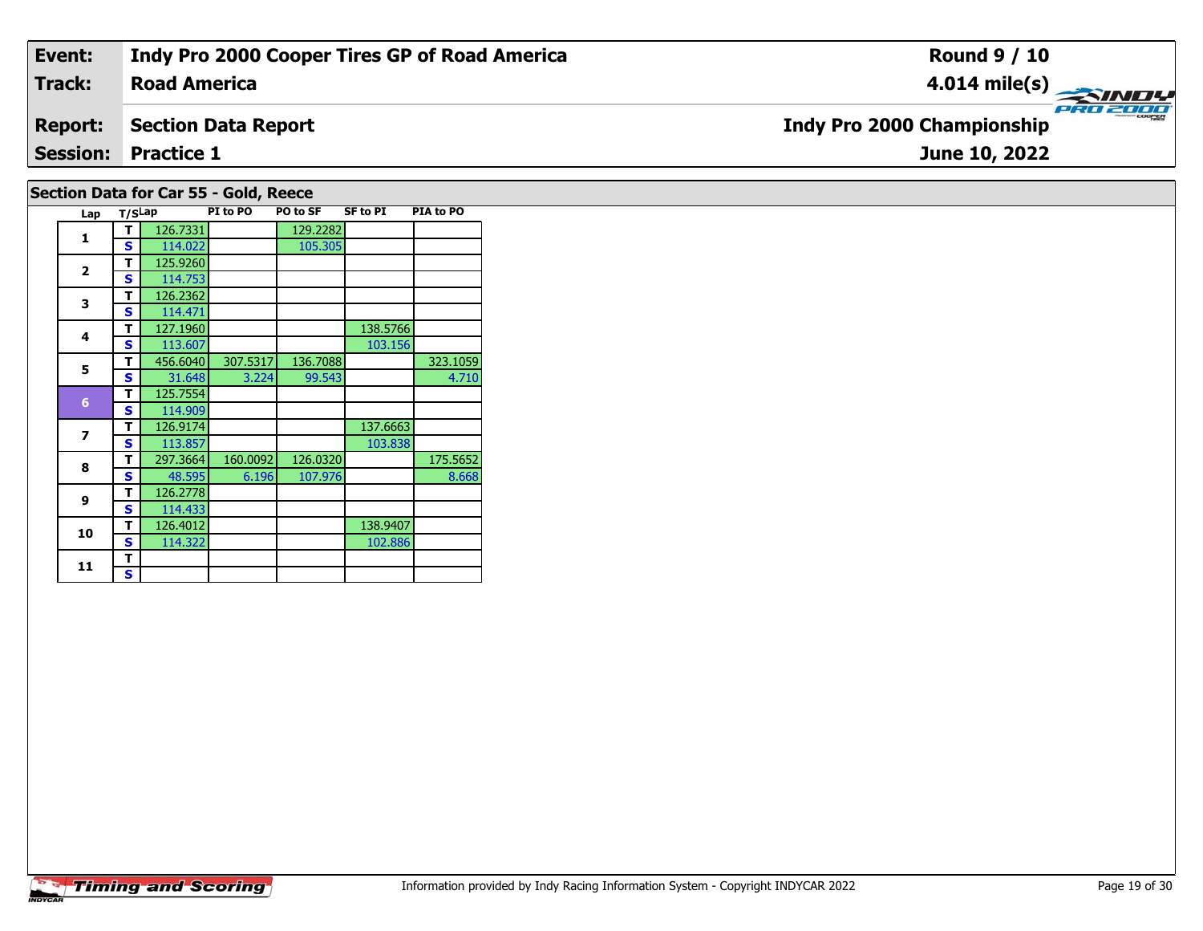| Event: | Indy Pro 2000 Cooper Tires GP of Road America | Round 9 / 10 |
|---|---|---|
| Track: | Road America | 4.014 mile(s) |
| Report: | Section Data Report | Indy Pro 2000 Championship |
| Session: | Practice 1 | June 10, 2022 |

## Section Data for Car 55 - Gold, Reece

| Lap | T/S | Lap | PI to PO | PO to SF | SF to PI | PIA to PO |
|---|---|---|---|---|---|---|
| 1 | T | 126.7331 | | 129.2282 | | |
| | S | 114.022 | | 105.305 | | |
| 2 | T | 125.9260 | | | | |
| | S | 114.753 | | | | |
| 3 | T | 126.2362 | | | | |
| | S | 114.471 | | | | |
| 4 | T | 127.1960 | | | 138.5766 | |
| | S | 113.607 | | | 103.156 | |
| 5 | T | 456.6040 | 307.5317 | 136.7088 | | 323.1059 |
| | S | 31.648 | 3.224 | 99.543 | | 4.710 |
| 6 | T | 125.7554 | | | | |
| | S | 114.909 | | | | |
| 7 | T | 126.9174 | | | 137.6663 | |
| | S | 113.857 | | | 103.838 | |
| 8 | T | 297.3664 | 160.0092 | 126.0320 | | 175.5652 |
| | S | 48.595 | 6.196 | 107.976 | | 8.668 |
| 9 | T | 126.2778 | | | | |
| | S | 114.433 | | | | |
| 10 | T | 126.4012 | | | 138.9407 | |
| | S | 114.322 | | | 102.886 | |
| 11 | T | | | | | |
| | S | | | | | |

Timing and Scoring

Information provided by Indy Racing Information System - Copyright INDYCAR 2022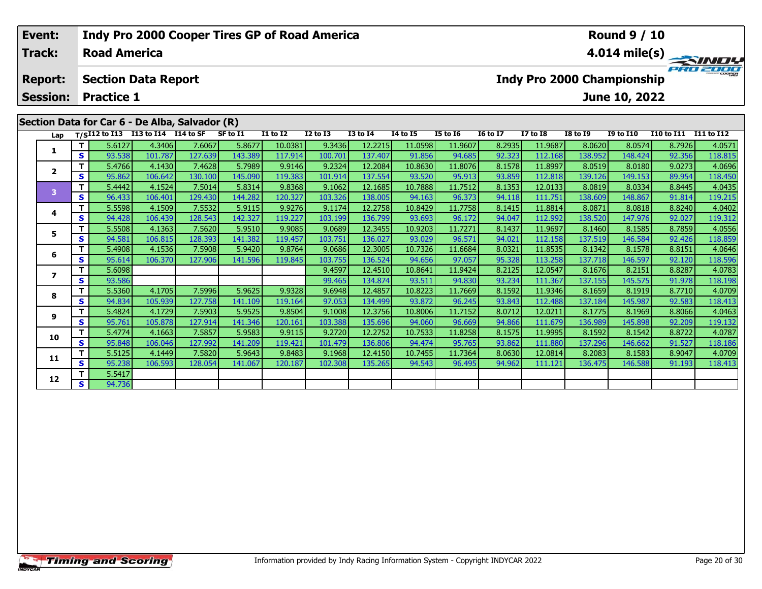| Event: | Indy Pro 2000 Cooper Tires GP of Road America | Round 9 / 10 |
|---|---|---|
| Track: | Road America | 4.014 mile(s) |
| Report: | Section Data Report | Indy Pro 2000 Championship |
| Session: | Practice 1 | June 10, 2022 |

## Section Data for Car 6 - De Alba, Salvador (R)

| Lap | T/S | I12 to I13 | I13 to I14 | I14 to SF | SF to I1 | I1 to I2 | I2 to I3 | I3 to I4 | I4 to I5 | I5 to I6 | I6 to I7 | I7 to I8 | I8 to I9 | I9 to I10 | I10 to I11 | I11 to I12 |
|---|---|---|---|---|---|---|---|---|---|---|---|---|---|---|---|---|
| 1 | T | 5.6127 | 4.3406 | 7.6067 | 5.8677 | 10.0381 | 9.3436 | 12.2215 | 11.0598 | 11.9607 | 8.2935 | 11.9687 | 8.0620 | 8.0574 | 8.7926 | 4.0571 |
| | S | 93.538 | 101.787 | 127.639 | 143.389 | 117.914 | 100.701 | 137.407 | 91.856 | 94.685 | 92.323 | 112.168 | 138.952 | 148.424 | 92.356 | 118.815 |
| 2 | T | 5.4766 | 4.1430 | 7.4628 | 5.7989 | 9.9146 | 9.2324 | 12.2084 | 10.8630 | 11.8076 | 8.1578 | 11.8997 | 8.0519 | 8.0180 | 9.0273 | 4.0696 |
| | S | 95.862 | 106.642 | 130.100 | 145.090 | 119.383 | 101.914 | 137.554 | 93.520 | 95.913 | 93.859 | 112.818 | 139.126 | 149.153 | 89.954 | 118.450 |
| 3 | T | 5.4442 | 4.1524 | 7.5014 | 5.8314 | 9.8368 | 9.1062 | 12.1685 | 10.7888 | 11.7512 | 8.1353 | 12.0133 | 8.0819 | 8.0334 | 8.8445 | 4.0435 |
| | S | 96.433 | 106.401 | 129.430 | 144.282 | 120.327 | 103.326 | 138.005 | 94.163 | 96.373 | 94.118 | 111.751 | 138.609 | 148.867 | 91.814 | 119.215 |
| 4 | T | 5.5598 | 4.1509 | 7.5532 | 5.9115 | 9.9276 | 9.1174 | 12.2758 | 10.8429 | 11.7758 | 8.1415 | 11.8814 | 8.0871 | 8.0818 | 8.8240 | 4.0402 |
| | S | 94.428 | 106.439 | 128.543 | 142.327 | 119.227 | 103.199 | 136.799 | 93.693 | 96.172 | 94.047 | 112.992 | 138.520 | 147.976 | 92.027 | 119.312 |
| 5 | T | 5.5508 | 4.1363 | 7.5620 | 5.9510 | 9.9085 | 9.0689 | 12.3455 | 10.9203 | 11.7271 | 8.1437 | 11.9697 | 8.1460 | 8.1585 | 8.7859 | 4.0556 |
| | S | 94.581 | 106.815 | 128.393 | 141.382 | 119.457 | 103.751 | 136.027 | 93.029 | 96.571 | 94.021 | 112.158 | 137.519 | 146.584 | 92.426 | 118.859 |
| 6 | T | 5.4908 | 4.1536 | 7.5908 | 5.9420 | 9.8764 | 9.0686 | 12.3005 | 10.7326 | 11.6684 | 8.0321 | 11.8535 | 8.1342 | 8.1578 | 8.8151 | 4.0646 |
| | S | 95.614 | 106.370 | 127.906 | 141.596 | 119.845 | 103.755 | 136.524 | 94.656 | 97.057 | 95.328 | 113.258 | 137.718 | 146.597 | 92.120 | 118.596 |
| 7 | T | 5.6098 | | | | | 9.4597 | 12.4510 | 10.8641 | 11.9424 | 8.2125 | 12.0547 | 8.1676 | 8.2151 | 8.8287 | 4.0783 |
| | S | 93.586 | | | | | 99.465 | 134.874 | 93.511 | 94.830 | 93.234 | 111.367 | 137.155 | 145.575 | 91.978 | 118.198 |
| 8 | T | 5.5360 | 4.1705 | 7.5996 | 5.9625 | 9.9328 | 9.6948 | 12.4857 | 10.8223 | 11.7669 | 8.1592 | 11.9346 | 8.1659 | 8.1919 | 8.7710 | 4.0709 |
| | S | 94.834 | 105.939 | 127.758 | 141.109 | 119.164 | 97.053 | 134.499 | 93.872 | 96.245 | 93.843 | 112.488 | 137.184 | 145.987 | 92.583 | 118.413 |
| 9 | T | 5.4824 | 4.1729 | 7.5903 | 5.9525 | 9.8504 | 9.1008 | 12.3756 | 10.8006 | 11.7152 | 8.0712 | 12.0211 | 8.1775 | 8.1969 | 8.8066 | 4.0463 |
| | S | 95.761 | 105.878 | 127.914 | 141.346 | 120.161 | 103.388 | 135.696 | 94.060 | 96.669 | 94.866 | 111.679 | 136.989 | 145.898 | 92.209 | 119.132 |
| 10 | T | 5.4774 | 4.1663 | 7.5857 | 5.9583 | 9.9115 | 9.2720 | 12.2752 | 10.7533 | 11.8258 | 8.1575 | 11.9995 | 8.1592 | 8.1542 | 8.8722 | 4.0787 |
| | S | 95.848 | 106.046 | 127.992 | 141.209 | 119.421 | 101.479 | 136.806 | 94.474 | 95.765 | 93.862 | 111.880 | 137.296 | 146.662 | 91.527 | 118.186 |
| 11 | T | 5.5125 | 4.1449 | 7.5820 | 5.9643 | 9.8483 | 9.1968 | 12.4150 | 10.7455 | 11.7364 | 8.0630 | 12.0814 | 8.2083 | 8.1583 | 8.9047 | 4.0709 |
| | S | 95.238 | 106.593 | 128.054 | 141.067 | 120.187 | 102.308 | 135.265 | 94.543 | 96.495 | 94.962 | 111.121 | 136.475 | 146.588 | 91.193 | 118.413 |
| 12 | T | 5.5417 | | | | | | | | | | | | | | |
| | S | 94.736 | | | | | | | | | | | | | | |

Information provided by Indy Racing Information System - Copyright INDYCAR 2022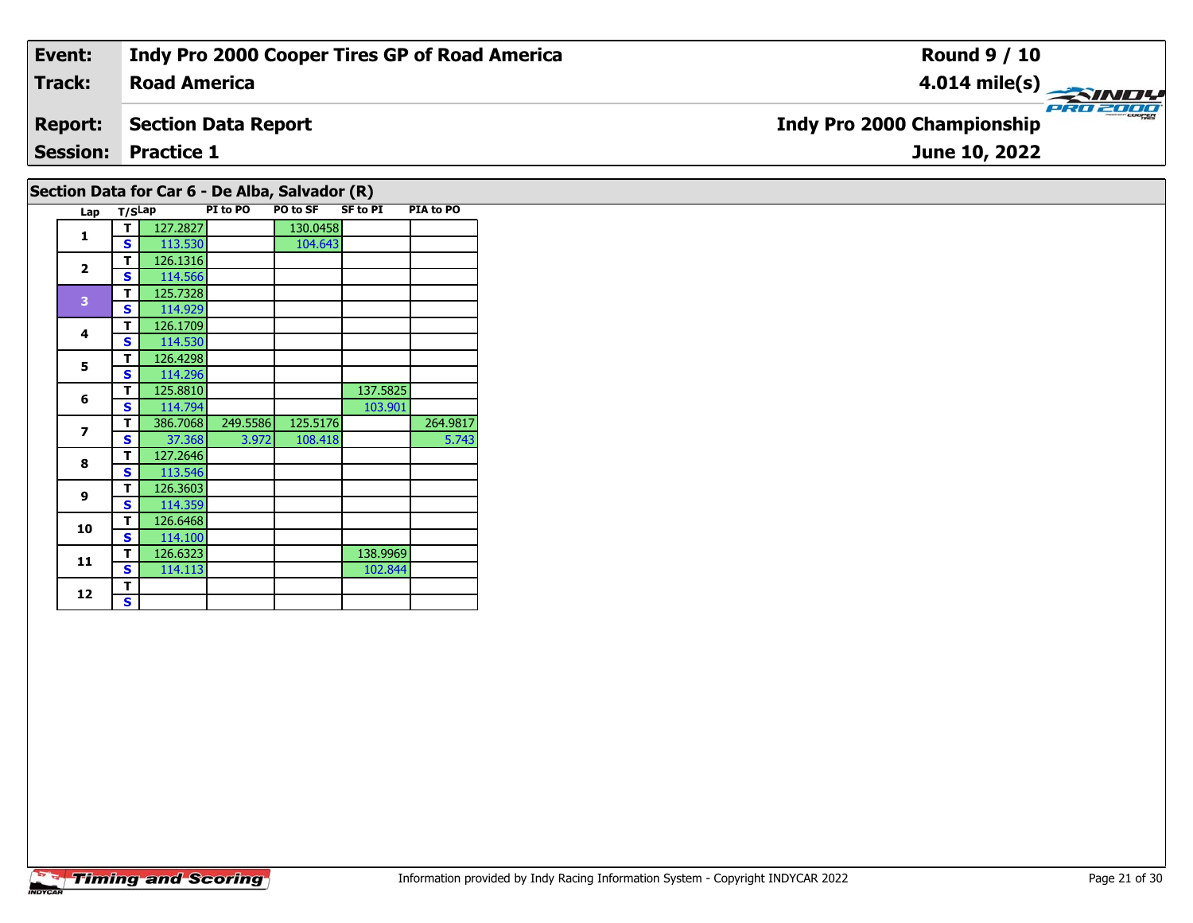| Event: | Indy Pro 2000 Cooper Tires GP of Road America | Round 9 / 10 |
|---|---|---|
| Track: | Road America | 4.014 mile(s) |
| Report: | Section Data Report | Indy Pro 2000 Championship |
| Session: | Practice 1 | June 10, 2022 |

## Section Data for Car 6 - De Alba, Salvador (R)

| Lap | T/S | Lap | PI to PO | PO to SF | SF to PI | PIA to PO |
|---|---|---|---|---|---|---|
| 1 | T | 127.2827 | | 130.0458 | | |
| | S | 113.530 | | 104.643 | | |
| 2 | T | 126.1316 | | | | |
| | S | 114.566 | | | | |
| 3 | T | 125.7328 | | | | |
| | S | 114.929 | | | | |
| 4 | T | 126.1709 | | | | |
| | S | 114.530 | | | | |
| 5 | T | 126.4298 | | | | |
| | S | 114.296 | | | | |
| 6 | T | 125.8810 | | | 137.5825 | |
| | S | 114.794 | | | 103.901 | |
| 7 | T | 386.7068 | 249.5586 | 125.5176 | | 264.9817 |
| | S | 37.368 | 3.972 | 108.418 | | 5.743 |
| 8 | T | 127.2646 | | | | |
| | S | 113.546 | | | | |
| 9 | T | 126.3603 | | | | |
| | S | 114.359 | | | | |
| 10 | T | 126.6468 | | | | |
| | S | 114.100 | | | | |
| 11 | T | 126.6323 | | | 138.9969 | |
| | S | 114.113 | | | 102.844 | |
| 12 | T | | | | | |
| | S | | | | | |

Information provided by Indy Racing Information System - Copyright INDYCAR 2022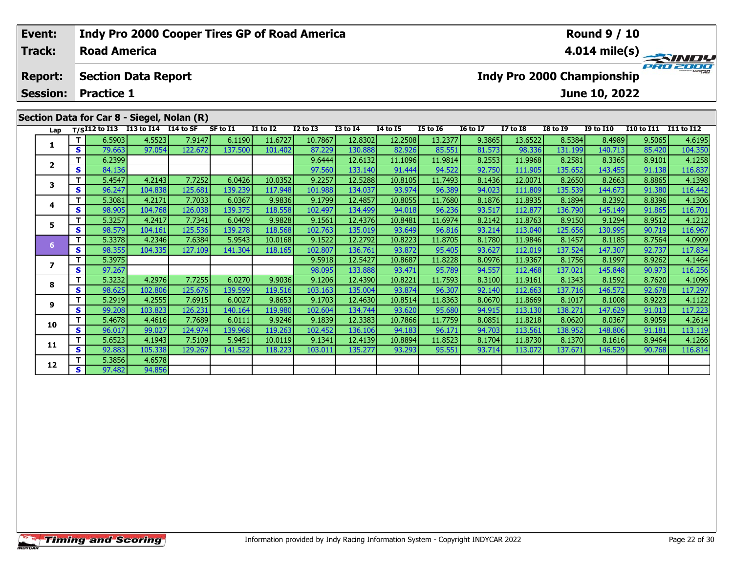| | |
|---|---|
| **Event:** | **Indy Pro 2000 Cooper Tires GP of Road America** |
| **Track:** | **Road America** |
| **Report:** | **Section Data Report** |
| **Session:** | **Practice 1** |

**Round 9 / 10**

**4.014 mile(s)**

**Indy Pro 2000 Championship**

**June 10, 2022**

## Section Data for Car 8 - Siegel, Nolan (R)

| Lap | T/S | I12 to I13 | I13 to I14 | I14 to SF | SF to I1 | I1 to I2 | I2 to I3 | I3 to I4 | I4 to I5 | I5 to I6 | I6 to I7 | I7 to I8 | I8 to I9 | I9 to I10 | I10 to I11 | I11 to I12 |
|---|---|---|---|---|---|---|---|---|---|---|---|---|---|---|---|---|
| 1 | T | 6.5903 | 4.5523 | 7.9147 | 6.1190 | 11.6727 | 10.7867 | 12.8302 | 12.2508 | 13.2377 | 9.3865 | 13.6522 | 8.5384 | 8.4989 | 9.5065 | 4.6195 |
| | S | 79.663 | 97.054 | 122.672 | 137.500 | 101.402 | 87.229 | 130.888 | 82.926 | 85.551 | 81.573 | 98.336 | 131.199 | 140.713 | 85.420 | 104.350 |
| 2 | T | 6.2399 | | | | | 9.6444 | 12.6132 | 11.1096 | 11.9814 | 8.2553 | 11.9968 | 8.2581 | 8.3365 | 8.9101 | 4.1258 |
| | S | 84.136 | | | | | 97.560 | 133.140 | 91.444 | 94.522 | 92.750 | 111.905 | 135.652 | 143.455 | 91.138 | 116.837 |
| 3 | T | 5.4547 | 4.2143 | 7.7252 | 6.0426 | 10.0352 | 9.2257 | 12.5288 | 10.8105 | 11.7493 | 8.1436 | 12.0071 | 8.2650 | 8.2663 | 8.8865 | 4.1398 |
| | S | 96.247 | 104.838 | 125.681 | 139.239 | 117.948 | 101.988 | 134.037 | 93.974 | 96.389 | 94.023 | 111.809 | 135.539 | 144.673 | 91.380 | 116.442 |
| 4 | T | 5.3081 | 4.2171 | 7.7033 | 6.0367 | 9.9836 | 9.1799 | 12.4857 | 10.8055 | 11.7680 | 8.1876 | 11.8935 | 8.1894 | 8.2392 | 8.8396 | 4.1306 |
| | S | 98.905 | 104.768 | 126.038 | 139.375 | 118.558 | 102.497 | 134.499 | 94.018 | 96.236 | 93.517 | 112.877 | 136.790 | 145.149 | 91.865 | 116.701 |
| 5 | T | 5.3257 | 4.2417 | 7.7341 | 6.0409 | 9.9828 | 9.1561 | 12.4376 | 10.8481 | 11.6974 | 8.2142 | 11.8763 | 8.9150 | 9.1294 | 8.9512 | 4.1212 |
| | S | 98.579 | 104.161 | 125.536 | 139.278 | 118.568 | 102.763 | 135.019 | 93.649 | 96.816 | 93.214 | 113.040 | 125.656 | 130.995 | 90.719 | 116.967 |
| 6 | T | 5.3378 | 4.2346 | 7.6384 | 5.9543 | 10.0168 | 9.1522 | 12.2792 | 10.8223 | 11.8705 | 8.1780 | 11.9846 | 8.1457 | 8.1185 | 8.7564 | 4.0909 |
| | S | 98.355 | 104.335 | 127.109 | 141.304 | 118.165 | 102.807 | 136.761 | 93.872 | 95.405 | 93.627 | 112.019 | 137.524 | 147.307 | 92.737 | 117.834 |
| 7 | T | 5.3975 | | | | | 9.5918 | 12.5427 | 10.8687 | 11.8228 | 8.0976 | 11.9367 | 8.1756 | 8.1997 | 8.9262 | 4.1464 |
| | S | 97.267 | | | | | 98.095 | 133.888 | 93.471 | 95.789 | 94.557 | 112.468 | 137.021 | 145.848 | 90.973 | 116.256 |
| 8 | T | 5.3232 | 4.2976 | 7.7255 | 6.0270 | 9.9036 | 9.1206 | 12.4390 | 10.8221 | 11.7593 | 8.3100 | 11.9161 | 8.1343 | 8.1592 | 8.7620 | 4.1096 |
| | S | 98.625 | 102.806 | 125.676 | 139.599 | 119.516 | 103.163 | 135.004 | 93.874 | 96.307 | 92.140 | 112.663 | 137.716 | 146.572 | 92.678 | 117.297 |
| 9 | T | 5.2919 | 4.2555 | 7.6915 | 6.0027 | 9.8653 | 9.1703 | 12.4630 | 10.8514 | 11.8363 | 8.0670 | 11.8669 | 8.1017 | 8.1008 | 8.9223 | 4.1122 |
| | S | 99.208 | 103.823 | 126.231 | 140.164 | 119.980 | 102.604 | 134.744 | 93.620 | 95.680 | 94.915 | 113.130 | 138.271 | 147.629 | 91.013 | 117.223 |
| 10 | T | 5.4678 | 4.4616 | 7.7689 | 6.0111 | 9.9246 | 9.1839 | 12.3383 | 10.7866 | 11.7759 | 8.0851 | 11.8218 | 8.0620 | 8.0367 | 8.9059 | 4.2614 |
| | S | 96.017 | 99.027 | 124.974 | 139.968 | 119.263 | 102.452 | 136.106 | 94.183 | 96.171 | 94.703 | 113.561 | 138.952 | 148.806 | 91.181 | 113.119 |
| 11 | T | 5.6523 | 4.1943 | 7.5109 | 5.9451 | 10.0119 | 9.1341 | 12.4139 | 10.8894 | 11.8523 | 8.1704 | 11.8730 | 8.1370 | 8.1616 | 8.9464 | 4.1266 |
| | S | 92.883 | 105.338 | 129.267 | 141.522 | 118.223 | 103.011 | 135.277 | 93.293 | 95.551 | 93.714 | 113.072 | 137.671 | 146.529 | 90.768 | 116.814 |
| 12 | T | 5.3856 | 4.6578 | | | | | | | | | | | | | |
| | S | 97.482 | 94.856 | | | | | | | | | | | | | |

Information provided by Indy Racing Information System - Copyright INDYCAR 2022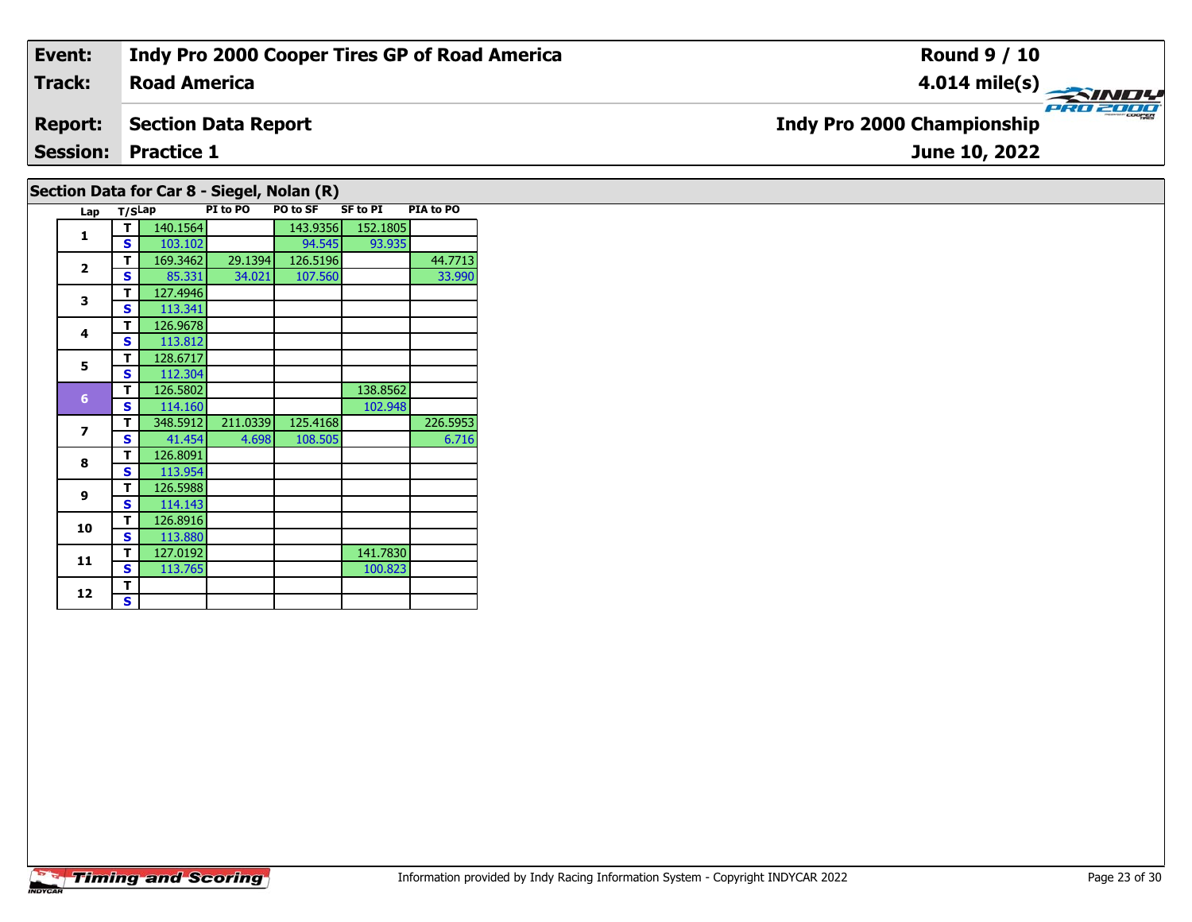| **Event:** | **Indy Pro 2000 Cooper Tires GP of Road America** | **Round 9 / 10** |
|---|---|---|
| **Track:** | **Road America** | **4.014 mile(s)** |
| **Report:** | **Section Data Report** | **Indy Pro 2000 Championship** |
| **Session:** | **Practice 1** | **June 10, 2022** |

## Section Data for Car 8 - Siegel, Nolan (R)

| Lap | T/S | Lap | PI to PO | PO to SF | SF to PI | PIA to PO |
|---|---|---|---|---|---|---|
| 1 | T | 140.1564 | | 143.9356 | 152.1805 | |
| | S | 103.102 | | 94.545 | 93.935 | |
| 2 | T | 169.3462 | 29.1394 | 126.5196 | | 44.7713 |
| | S | 85.331 | 34.021 | 107.560 | | 33.990 |
| 3 | T | 127.4946 | | | | |
| | S | 113.341 | | | | |
| 4 | T | 126.9678 | | | | |
| | S | 113.812 | | | | |
| 5 | T | 128.6717 | | | | |
| | S | 112.304 | | | | |
| 6 | T | 126.5802 | | | 138.8562 | |
| | S | 114.160 | | | 102.948 | |
| 7 | T | 348.5912 | 211.0339 | 125.4168 | | 226.5953 |
| | S | 41.454 | 4.698 | 108.505 | | 6.716 |
| 8 | T | 126.8091 | | | | |
| | S | 113.954 | | | | |
| 9 | T | 126.5988 | | | | |
| | S | 114.143 | | | | |
| 10 | T | 126.8916 | | | | |
| | S | 113.880 | | | | |
| 11 | T | 127.0192 | | | 141.7830 | |
| | S | 113.765 | | | 100.823 | |
| 12 | T | | | | | |
| | S | | | | | |

Information provided by Indy Racing Information System - Copyright INDYCAR 2022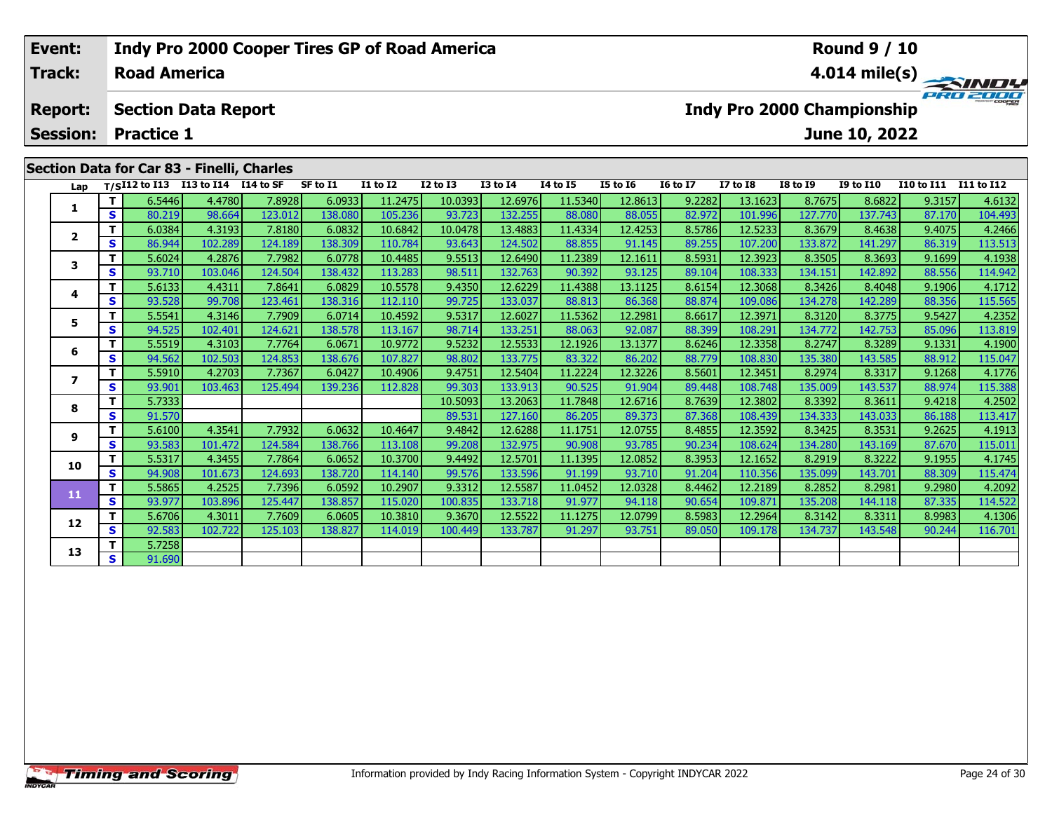| Event: | Indy Pro 2000 Cooper Tires GP of Road America | Round 9 / 10 |
|---|---|---|
| Track: | Road America | 4.014 mile(s) |
| Report: | Section Data Report | Indy Pro 2000 Championship |
| Session: | Practice 1 | June 10, 2022 |

## Section Data for Car 83 - Finelli, Charles

| Lap | T/S | I12 to I13 | I13 to I14 | I14 to SF | SF to I1 | I1 to I2 | I2 to I3 | I3 to I4 | I4 to I5 | I5 to I6 | I6 to I7 | I7 to I8 | I8 to I9 | I9 to I10 | I10 to I11 | I11 to I12 |
|---|---|---|---|---|---|---|---|---|---|---|---|---|---|---|---|---|
| 1 | T | 6.5446 | 4.4780 | 7.8928 | 6.0933 | 11.2475 | 10.0393 | 12.6976 | 11.5340 | 12.8613 | 9.2282 | 13.1623 | 8.7675 | 8.6822 | 9.3157 | 4.6132 |
| | S | 80.219 | 98.664 | 123.012 | 138.080 | 105.236 | 93.723 | 132.255 | 88.080 | 88.055 | 82.972 | 101.996 | 127.770 | 137.743 | 87.170 | 104.493 |
| 2 | T | 6.0384 | 4.3193 | 7.8180 | 6.0832 | 10.6842 | 10.0478 | 13.4883 | 11.4334 | 12.4253 | 8.5786 | 12.5233 | 8.3679 | 8.4638 | 9.4075 | 4.2466 |
| | S | 86.944 | 102.289 | 124.189 | 138.309 | 110.784 | 93.643 | 124.502 | 88.855 | 91.145 | 89.255 | 107.200 | 133.872 | 141.297 | 86.319 | 113.513 |
| 3 | T | 5.6024 | 4.2876 | 7.7982 | 6.0778 | 10.4485 | 9.5513 | 12.6490 | 11.2389 | 12.1611 | 8.5931 | 12.3923 | 8.3505 | 8.3693 | 9.1699 | 4.1938 |
| | S | 93.710 | 103.046 | 124.504 | 138.432 | 113.283 | 98.511 | 132.763 | 90.392 | 93.125 | 89.104 | 108.333 | 134.151 | 142.892 | 88.556 | 114.942 |
| 4 | T | 5.6133 | 4.4311 | 7.8641 | 6.0829 | 10.5578 | 9.4350 | 12.6229 | 11.4388 | 13.1125 | 8.6154 | 12.3068 | 8.3426 | 8.4048 | 9.1906 | 4.1712 |
| | S | 93.528 | 99.708 | 123.461 | 138.316 | 112.110 | 99.725 | 133.037 | 88.813 | 86.368 | 88.874 | 109.086 | 134.278 | 142.289 | 88.356 | 115.565 |
| 5 | T | 5.5541 | 4.3146 | 7.7909 | 6.0714 | 10.4592 | 9.5317 | 12.6027 | 11.5362 | 12.2981 | 8.6617 | 12.3971 | 8.3120 | 8.3775 | 9.5427 | 4.2352 |
| | S | 94.525 | 102.401 | 124.621 | 138.578 | 113.167 | 98.714 | 133.251 | 88.063 | 92.087 | 88.399 | 108.291 | 134.772 | 142.753 | 85.096 | 113.819 |
| 6 | T | 5.5519 | 4.3103 | 7.7764 | 6.0671 | 10.9772 | 9.5232 | 12.5533 | 12.1926 | 13.1377 | 8.6246 | 12.3358 | 8.2747 | 8.3289 | 9.1331 | 4.1900 |
| | S | 94.562 | 102.503 | 124.853 | 138.676 | 107.827 | 98.802 | 133.775 | 83.322 | 86.202 | 88.779 | 108.830 | 135.380 | 143.585 | 88.912 | 115.047 |
| 7 | T | 5.5910 | 4.2703 | 7.7367 | 6.0427 | 10.4906 | 9.4751 | 12.5404 | 11.2224 | 12.3226 | 8.5601 | 12.3451 | 8.2974 | 8.3317 | 9.1268 | 4.1776 |
| | S | 93.901 | 103.463 | 125.494 | 139.236 | 112.828 | 99.303 | 133.913 | 90.525 | 91.904 | 89.448 | 108.748 | 135.009 | 143.537 | 88.974 | 115.388 |
| 8 | T | 5.7333 | | | | | 10.5093 | 13.2063 | 11.7848 | 12.6716 | 8.7639 | 12.3802 | 8.3392 | 8.3611 | 9.4218 | 4.2502 |
| | S | 91.570 | | | | | 89.531 | 127.160 | 86.205 | 89.373 | 87.368 | 108.439 | 134.333 | 143.033 | 86.188 | 113.417 |
| 9 | T | 5.6100 | 4.3541 | 7.7932 | 6.0632 | 10.4647 | 9.4842 | 12.6288 | 11.1751 | 12.0755 | 8.4855 | 12.3592 | 8.3425 | 8.3531 | 9.2625 | 4.1913 |
| | S | 93.583 | 101.472 | 124.584 | 138.766 | 113.108 | 99.208 | 132.975 | 90.908 | 93.785 | 90.234 | 108.624 | 134.280 | 143.169 | 87.670 | 115.011 |
| 10 | T | 5.5317 | 4.3455 | 7.7864 | 6.0652 | 10.3700 | 9.4492 | 12.5701 | 11.1395 | 12.0852 | 8.3953 | 12.1652 | 8.2919 | 8.3222 | 9.1955 | 4.1745 |
| | S | 94.908 | 101.673 | 124.693 | 138.720 | 114.140 | 99.576 | 133.596 | 91.199 | 93.710 | 91.204 | 110.356 | 135.099 | 143.701 | 88.309 | 115.474 |
| 11 | T | 5.5865 | 4.2525 | 7.7396 | 6.0592 | 10.2907 | 9.3312 | 12.5587 | 11.0452 | 12.0328 | 8.4462 | 12.2189 | 8.2852 | 8.2981 | 9.2980 | 4.2092 |
| | S | 93.977 | 103.896 | 125.447 | 138.857 | 115.020 | 100.835 | 133.718 | 91.977 | 94.118 | 90.654 | 109.871 | 135.208 | 144.118 | 87.335 | 114.522 |
| 12 | T | 5.6706 | 4.3011 | 7.7609 | 6.0605 | 10.3810 | 9.3670 | 12.5522 | 11.1275 | 12.0799 | 8.5983 | 12.2964 | 8.3142 | 8.3311 | 8.9983 | 4.1306 |
| | S | 92.583 | 102.722 | 125.103 | 138.827 | 114.019 | 100.449 | 133.787 | 91.297 | 93.751 | 89.050 | 109.178 | 134.737 | 143.548 | 90.244 | 116.701 |
| 13 | T | 5.7258 | | | | | | | | | | | | | | |
| | S | 91.690 | | | | | | | | | | | | | | |

Information provided by Indy Racing Information System - Copyright INDYCAR 2022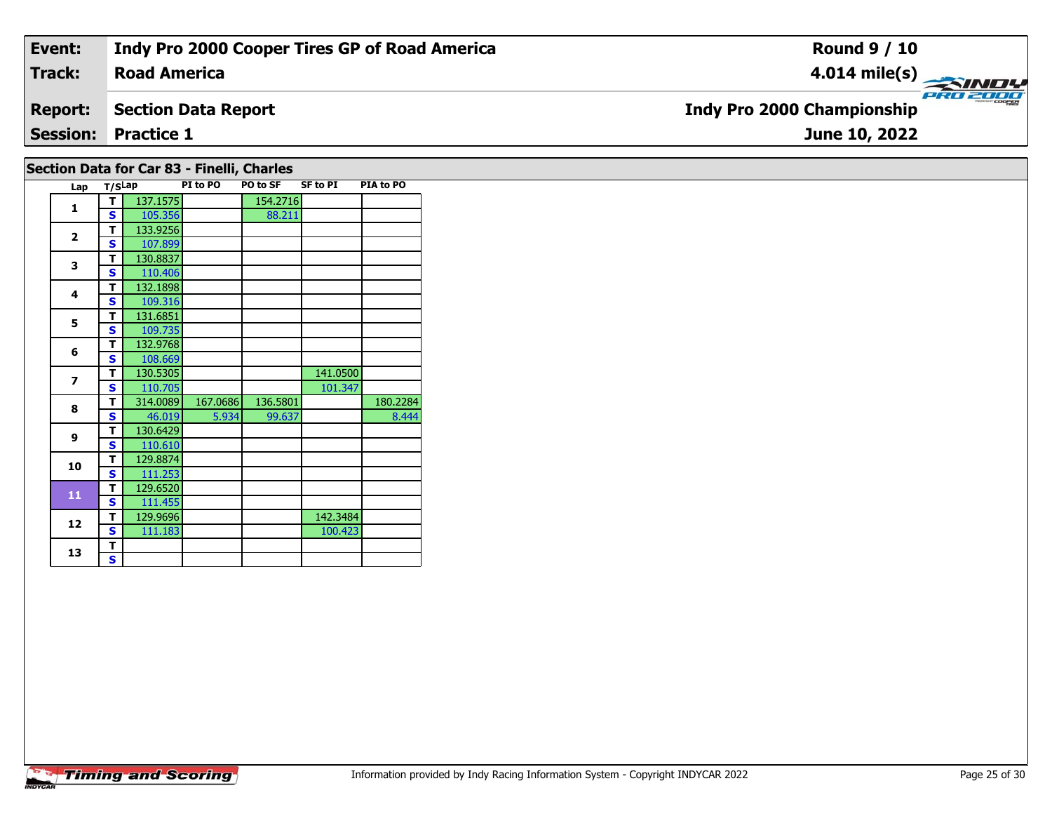| Event: | Indy Pro 2000 Cooper Tires GP of Road America | Round 9 / 10 |
|---|---|---|
| Track: | Road America | 4.014 mile(s) |
| Report: | Section Data Report | Indy Pro 2000 Championship |
| Session: | Practice 1 | June 10, 2022 |

## Section Data for Car 83 - Finelli, Charles

| Lap | T/S | Lap | PI to PO | PO to SF | SF to PI | PIA to PO |
|---|---|---|---|---|---|---|
| 1 | T | 137.1575 | | 154.2716 | | |
| | S | 105.356 | | 88.211 | | |
| 2 | T | 133.9256 | | | | |
| | S | 107.899 | | | | |
| 3 | T | 130.8837 | | | | |
| | S | 110.406 | | | | |
| 4 | T | 132.1898 | | | | |
| | S | 109.316 | | | | |
| 5 | T | 131.6851 | | | | |
| | S | 109.735 | | | | |
| 6 | T | 132.9768 | | | | |
| | S | 108.669 | | | | |
| 7 | T | 130.5305 | | | 141.0500 | |
| | S | 110.705 | | | 101.347 | |
| 8 | T | 314.0089 | 167.0686 | 136.5801 | | 180.2284 |
| | S | 46.019 | 5.934 | 99.637 | | 8.444 |
| 9 | T | 130.6429 | | | | |
| | S | 110.610 | | | | |
| 10 | T | 129.8874 | | | | |
| | S | 111.253 | | | | |
| 11 | T | 129.6520 | | | | |
| | S | 111.455 | | | | |
| 12 | T | 129.9696 | | | 142.3484 | |
| | S | 111.183 | | | 100.423 | |
| 13 | T | | | | | |
| | S | | | | | |

Information provided by Indy Racing Information System - Copyright INDYCAR 2022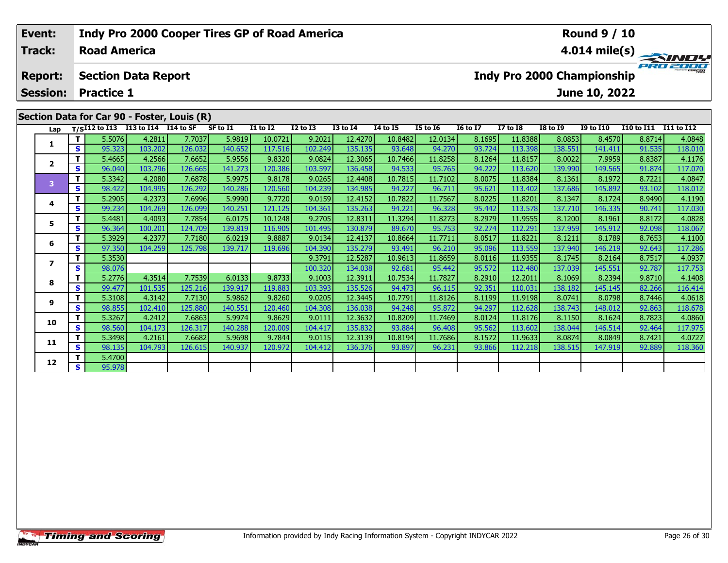| Event: | Indy Pro 2000 Cooper Tires GP of Road America | Round 9 / 10 |
|---|---|---|
| Track: | Road America | 4.014 mile(s) |
| Report: | Section Data Report | Indy Pro 2000 Championship |
| Session: | Practice 1 | June 10, 2022 |

## Section Data for Car 90 - Foster, Louis (R)

| Lap | T/S | I12 to I13 | I13 to I14 | I14 to SF | SF to I1 | I1 to I2 | I2 to I3 | I3 to I4 | I4 to I5 | I5 to I6 | I6 to I7 | I7 to I8 | I8 to I9 | I9 to I10 | I10 to I11 | I11 to I12 |
|---|---|---|---|---|---|---|---|---|---|---|---|---|---|---|---|---|
| 1 | T | 5.5076 | 4.2811 | 7.7037 | 5.9819 | 10.0721 | 9.2021 | 12.4270 | 10.8482 | 12.0134 | 8.1695 | 11.8388 | 8.0853 | 8.4570 | 8.8714 | 4.0848 |
| | S | 95.323 | 103.202 | 126.032 | 140.652 | 117.516 | 102.249 | 135.135 | 93.648 | 94.270 | 93.724 | 113.398 | 138.551 | 141.411 | 91.535 | 118.010 |
| 2 | T | 5.4665 | 4.2566 | 7.6652 | 5.9556 | 9.8320 | 9.0824 | 12.3065 | 10.7466 | 11.8258 | 8.1264 | 11.8157 | 8.0022 | 7.9959 | 8.8387 | 4.1176 |
| | S | 96.040 | 103.796 | 126.665 | 141.273 | 120.386 | 103.597 | 136.458 | 94.533 | 95.765 | 94.222 | 113.620 | 139.990 | 149.565 | 91.874 | 117.070 |
| 3 | T | 5.3342 | 4.2080 | 7.6878 | 5.9975 | 9.8178 | 9.0265 | 12.4408 | 10.7815 | 11.7102 | 8.0075 | 11.8384 | 8.1361 | 8.1972 | 8.7221 | 4.0847 |
| | S | 98.422 | 104.995 | 126.292 | 140.286 | 120.560 | 104.239 | 134.985 | 94.227 | 96.711 | 95.621 | 113.402 | 137.686 | 145.892 | 93.102 | 118.012 |
| 4 | T | 5.2905 | 4.2373 | 7.6996 | 5.9990 | 9.7720 | 9.0159 | 12.4152 | 10.7822 | 11.7567 | 8.0225 | 11.8201 | 8.1347 | 8.1724 | 8.9490 | 4.1190 |
| | S | 99.234 | 104.269 | 126.099 | 140.251 | 121.125 | 104.361 | 135.263 | 94.221 | 96.328 | 95.442 | 113.578 | 137.710 | 146.335 | 90.741 | 117.030 |
| 5 | T | 5.4481 | 4.4093 | 7.7854 | 6.0175 | 10.1248 | 9.2705 | 12.8311 | 11.3294 | 11.8273 | 8.2979 | 11.9555 | 8.1200 | 8.1961 | 8.8172 | 4.0828 |
| | S | 96.364 | 100.201 | 124.709 | 139.819 | 116.905 | 101.495 | 130.879 | 89.670 | 95.753 | 92.274 | 112.291 | 137.959 | 145.912 | 92.098 | 118.067 |
| 6 | T | 5.3929 | 4.2377 | 7.7180 | 6.0219 | 9.8887 | 9.0134 | 12.4137 | 10.8664 | 11.7711 | 8.0517 | 11.8221 | 8.1211 | 8.1789 | 8.7653 | 4.1100 |
| | S | 97.350 | 104.259 | 125.798 | 139.717 | 119.696 | 104.390 | 135.279 | 93.491 | 96.210 | 95.096 | 113.559 | 137.940 | 146.219 | 92.643 | 117.286 |
| 7 | T | 5.3530 | | | | | 9.3791 | 12.5287 | 10.9613 | 11.8659 | 8.0116 | 11.9355 | 8.1745 | 8.2164 | 8.7517 | 4.0937 |
| | S | 98.076 | | | | | 100.320 | 134.038 | 92.681 | 95.442 | 95.572 | 112.480 | 137.039 | 145.551 | 92.787 | 117.753 |
| 8 | T | 5.2776 | 4.3514 | 7.7539 | 6.0133 | 9.8733 | 9.1003 | 12.3911 | 10.7534 | 11.7827 | 8.2910 | 12.2011 | 8.1069 | 8.2394 | 9.8710 | 4.1408 |
| | S | 99.477 | 101.535 | 125.216 | 139.917 | 119.883 | 103.393 | 135.526 | 94.473 | 96.115 | 92.351 | 110.031 | 138.182 | 145.145 | 82.266 | 116.414 |
| 9 | T | 5.3108 | 4.3142 | 7.7130 | 5.9862 | 9.8260 | 9.0205 | 12.3445 | 10.7791 | 11.8126 | 8.1199 | 11.9198 | 8.0741 | 8.0798 | 8.7446 | 4.0618 |
| | S | 98.855 | 102.410 | 125.880 | 140.551 | 120.460 | 104.308 | 136.038 | 94.248 | 95.872 | 94.297 | 112.628 | 138.743 | 148.012 | 92.863 | 118.678 |
| 10 | T | 5.3267 | 4.2412 | 7.6863 | 5.9974 | 9.8629 | 9.0111 | 12.3632 | 10.8209 | 11.7469 | 8.0124 | 11.8176 | 8.1150 | 8.1624 | 8.7823 | 4.0860 |
| | S | 98.560 | 104.173 | 126.317 | 140.288 | 120.009 | 104.417 | 135.832 | 93.884 | 96.408 | 95.562 | 113.602 | 138.044 | 146.514 | 92.464 | 117.975 |
| 11 | T | 5.3498 | 4.2161 | 7.6682 | 5.9698 | 9.7844 | 9.0115 | 12.3139 | 10.8194 | 11.7686 | 8.1572 | 11.9633 | 8.0874 | 8.0849 | 8.7421 | 4.0727 |
| | S | 98.135 | 104.793 | 126.615 | 140.937 | 120.972 | 104.412 | 136.376 | 93.897 | 96.231 | 93.866 | 112.218 | 138.515 | 147.919 | 92.889 | 118.360 |
| 12 | T | 5.4700 | | | | | | | | | | | | | | |
| | S | 95.978 | | | | | | | | | | | | | | |

Information provided by Indy Racing Information System - Copyright INDYCAR 2022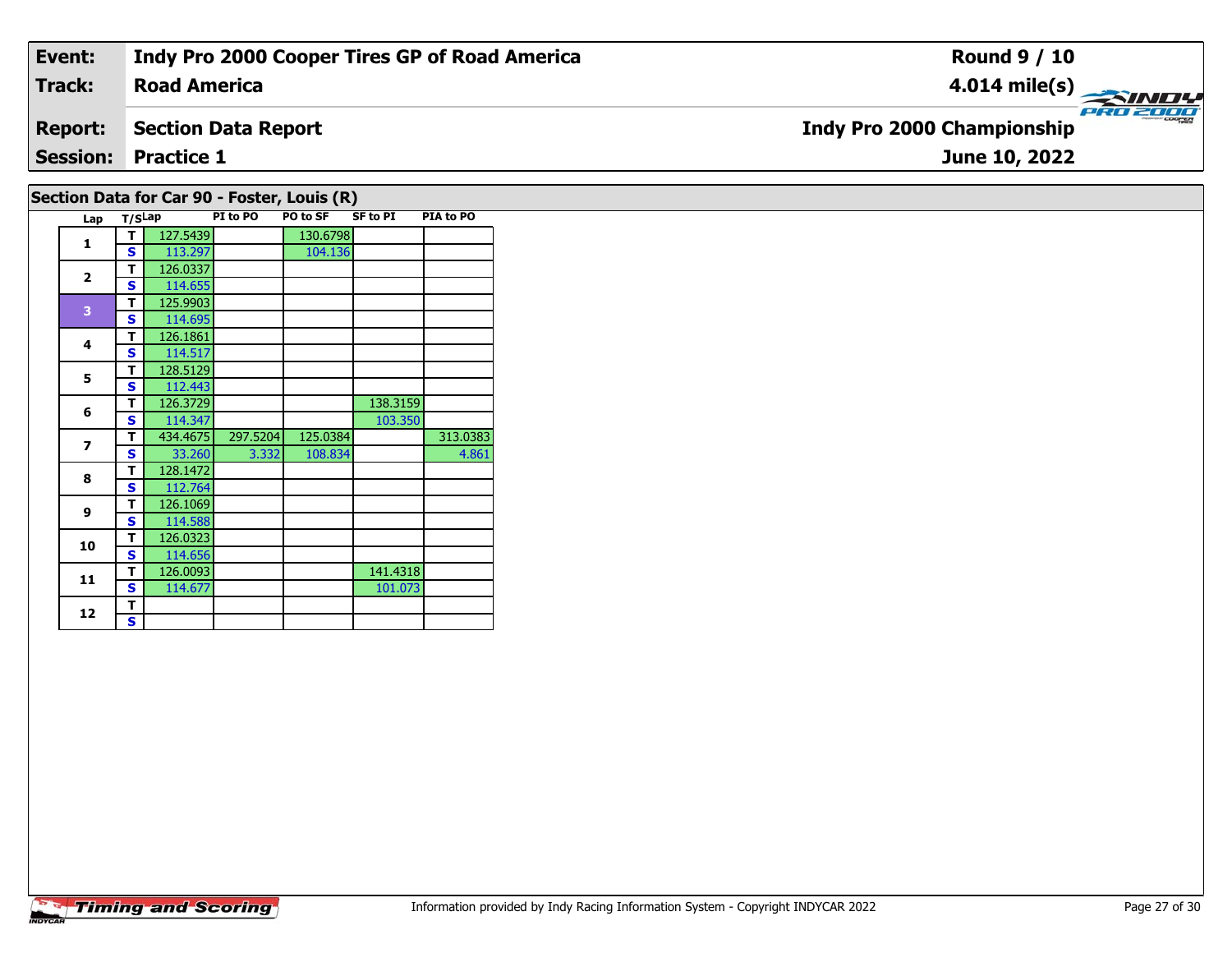| Event: | Indy Pro 2000 Cooper Tires GP of Road America | Round 9 / 10 |
|---|---|---|
| Track: | Road America | 4.014 mile(s) |
| Report: | Section Data Report | Indy Pro 2000 Championship |
| Session: | Practice 1 | June 10, 2022 |

## Section Data for Car 90 - Foster, Louis (R)

| Lap | T/S | Lap | PI to PO | PO to SF | SF to PI | PIA to PO |
|---|---|---|---|---|---|---|
| 1 | T | 127.5439 | | 130.6798 | | |
| | S | 113.297 | | 104.136 | | |
| 2 | T | 126.0337 | | | | |
| | S | 114.655 | | | | |
| 3 | T | 125.9903 | | | | |
| | S | 114.695 | | | | |
| 4 | T | 126.1861 | | | | |
| | S | 114.517 | | | | |
| 5 | T | 128.5129 | | | | |
| | S | 112.443 | | | | |
| 6 | T | 126.3729 | | | 138.3159 | |
| | S | 114.347 | | | 103.350 | |
| 7 | T | 434.4675 | 297.5204 | 125.0384 | | 313.0383 |
| | S | 33.260 | 3.332 | 108.834 | | 4.861 |
| 8 | T | 128.1472 | | | | |
| | S | 112.764 | | | | |
| 9 | T | 126.1069 | | | | |
| | S | 114.588 | | | | |
| 10 | T | 126.0323 | | | | |
| | S | 114.656 | | | | |
| 11 | T | 126.0093 | | | 141.4318 | |
| | S | 114.677 | | | 101.073 | |
| 12 | T | | | | | |
| | S | | | | | |

Information provided by Indy Racing Information System - Copyright INDYCAR 2022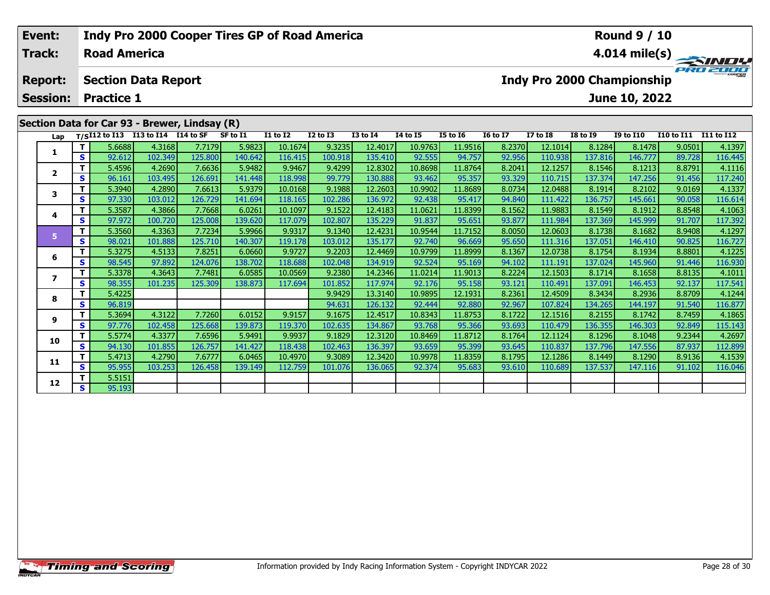| Event: | Indy Pro 2000 Cooper Tires GP of Road America | Round 9 / 10 |
|---|---|---|
| Track: | Road America | 4.014 mile(s) |
| Report: | Section Data Report | Indy Pro 2000 Championship |
| Session: | Practice 1 | June 10, 2022 |

## Section Data for Car 93 - Brewer, Lindsay (R)

| Lap | T/S | I12 to I13 | I13 to I14 | I14 to SF | SF to I1 | I1 to I2 | I2 to I3 | I3 to I4 | I4 to I5 | I5 to I6 | I6 to I7 | I7 to I8 | I8 to I9 | I9 to I10 | I10 to I11 | I11 to I12 |
|---|---|---|---|---|---|---|---|---|---|---|---|---|---|---|---|---|
| 1 | T | 5.6688 | 4.3168 | 7.7179 | 5.9823 | 10.1674 | 9.3235 | 12.4017 | 10.9763 | 11.9516 | 8.2370 | 12.1014 | 8.1284 | 8.1478 | 9.0501 | 4.1397 |
| | S | 92.612 | 102.349 | 125.800 | 140.642 | 116.415 | 100.918 | 135.410 | 92.555 | 94.757 | 92.956 | 110.938 | 137.816 | 146.777 | 89.728 | 116.445 |
| 2 | T | 5.4596 | 4.2690 | 7.6636 | 5.9482 | 9.9467 | 9.4299 | 12.8302 | 10.8698 | 11.8764 | 8.2041 | 12.1257 | 8.1546 | 8.1213 | 8.8791 | 4.1116 |
| | S | 96.161 | 103.495 | 126.691 | 141.448 | 118.998 | 99.779 | 130.888 | 93.462 | 95.357 | 93.329 | 110.715 | 137.374 | 147.256 | 91.456 | 117.240 |
| 3 | T | 5.3940 | 4.2890 | 7.6613 | 5.9379 | 10.0168 | 9.1988 | 12.2603 | 10.9902 | 11.8689 | 8.0734 | 12.0488 | 8.1914 | 8.2102 | 9.0169 | 4.1337 |
| | S | 97.330 | 103.012 | 126.729 | 141.694 | 118.165 | 102.286 | 136.972 | 92.438 | 95.417 | 94.840 | 111.422 | 136.757 | 145.661 | 90.058 | 116.614 |
| 4 | T | 5.3587 | 4.3866 | 7.7668 | 6.0261 | 10.1097 | 9.1522 | 12.4183 | 11.0621 | 11.8399 | 8.1562 | 11.9883 | 8.1549 | 8.1912 | 8.8548 | 4.1063 |
| | S | 97.972 | 100.720 | 125.008 | 139.620 | 117.079 | 102.807 | 135.229 | 91.837 | 95.651 | 93.877 | 111.984 | 137.369 | 145.999 | 91.707 | 117.392 |
| 5 | T | 5.3560 | 4.3363 | 7.7234 | 5.9966 | 9.9317 | 9.1340 | 12.4231 | 10.9544 | 11.7152 | 8.0050 | 12.0603 | 8.1738 | 8.1682 | 8.9408 | 4.1297 |
| | S | 98.021 | 101.888 | 125.710 | 140.307 | 119.178 | 103.012 | 135.177 | 92.740 | 96.669 | 95.650 | 111.316 | 137.051 | 146.410 | 90.825 | 116.727 |
| 6 | T | 5.3275 | 4.5133 | 7.8251 | 6.0660 | 9.9727 | 9.2203 | 12.4469 | 10.9799 | 11.8999 | 8.1367 | 12.0738 | 8.1754 | 8.1934 | 8.8801 | 4.1225 |
| | S | 98.545 | 97.892 | 124.076 | 138.702 | 118.688 | 102.048 | 134.919 | 92.524 | 95.169 | 94.102 | 111.191 | 137.024 | 145.960 | 91.446 | 116.930 |
| 7 | T | 5.3378 | 4.3643 | 7.7481 | 6.0585 | 10.0569 | 9.2380 | 14.2346 | 11.0214 | 11.9013 | 8.2224 | 12.1503 | 8.1714 | 8.1658 | 8.8135 | 4.1011 |
| | S | 98.355 | 101.235 | 125.309 | 138.873 | 117.694 | 101.852 | 117.974 | 92.176 | 95.158 | 93.121 | 110.491 | 137.091 | 146.453 | 92.137 | 117.541 |
| 8 | T | 5.4225 | | | | | 9.9429 | 13.3140 | 10.9895 | 12.1931 | 8.2361 | 12.4509 | 8.3434 | 8.2936 | 8.8709 | 4.1244 |
| | S | 96.819 | | | | | 94.631 | 126.132 | 92.444 | 92.880 | 92.967 | 107.824 | 134.265 | 144.197 | 91.540 | 116.877 |
| 9 | T | 5.3694 | 4.3122 | 7.7260 | 6.0152 | 9.9157 | 9.1675 | 12.4517 | 10.8343 | 11.8753 | 8.1722 | 12.1516 | 8.2155 | 8.1742 | 8.7459 | 4.1865 |
| | S | 97.776 | 102.458 | 125.668 | 139.873 | 119.370 | 102.635 | 134.867 | 93.768 | 95.366 | 93.693 | 110.479 | 136.355 | 146.303 | 92.849 | 115.143 |
| 10 | T | 5.5774 | 4.3377 | 7.6596 | 5.9491 | 9.9937 | 9.1829 | 12.3120 | 10.8469 | 11.8712 | 8.1764 | 12.1124 | 8.1296 | 8.1048 | 9.2344 | 4.2697 |
| | S | 94.130 | 101.855 | 126.757 | 141.427 | 118.438 | 102.463 | 136.397 | 93.659 | 95.399 | 93.645 | 110.837 | 137.796 | 147.556 | 87.937 | 112.899 |
| 11 | T | 5.4713 | 4.2790 | 7.6777 | 6.0465 | 10.4970 | 9.3089 | 12.3420 | 10.9978 | 11.8359 | 8.1795 | 12.1286 | 8.1449 | 8.1290 | 8.9136 | 4.1539 |
| | S | 95.955 | 103.253 | 126.458 | 139.149 | 112.759 | 101.076 | 136.065 | 92.374 | 95.683 | 93.610 | 110.689 | 137.537 | 147.116 | 91.102 | 116.046 |
| 12 | T | 5.5151 | | | | | | | | | | | | | | |
| | S | 95.193 | | | | | | | | | | | | | | |

Information provided by Indy Racing Information System - Copyright INDYCAR 2022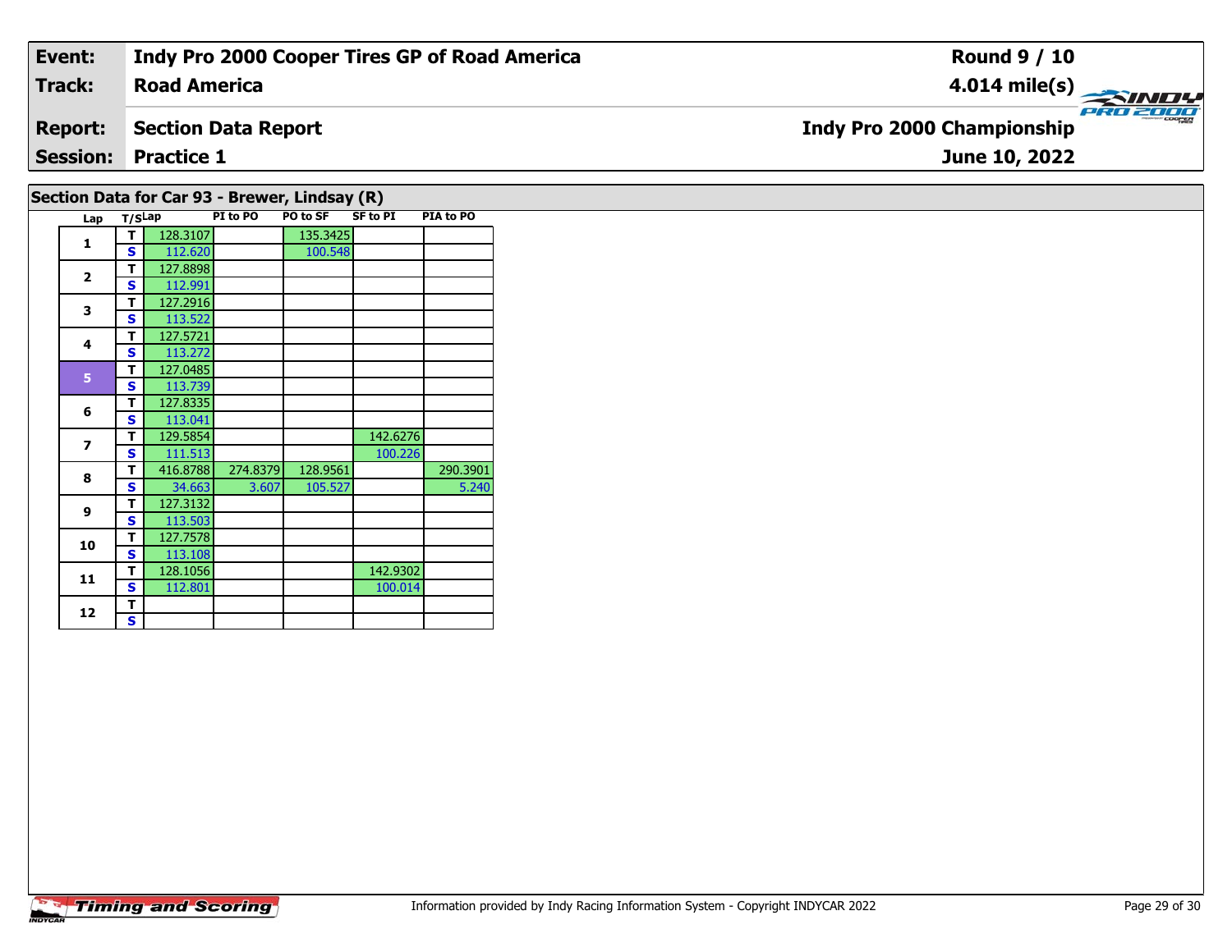| **Event:** | **Indy Pro 2000 Cooper Tires GP of Road America** | **Round 9 / 10** |
|---|---|---|
| **Track:** | **Road America** | **4.014 mile(s)** |
| **Report:** | **Section Data Report** | **Indy Pro 2000 Championship** |
| **Session:** | **Practice 1** | **June 10, 2022** |

## Section Data for Car 93 - Brewer, Lindsay (R)

| Lap | T/S | Lap | PI to PO | PO to SF | SF to PI | PIA to PO |
|---|---|---|---|---|---|---|
| 1 | T | 128.3107 | | 135.3425 | | |
| | S | 112.620 | | 100.548 | | |
| 2 | T | 127.8898 | | | | |
| | S | 112.991 | | | | |
| 3 | T | 127.2916 | | | | |
| | S | 113.522 | | | | |
| 4 | T | 127.5721 | | | | |
| | S | 113.272 | | | | |
| 5 | T | 127.0485 | | | | |
| | S | 113.739 | | | | |
| 6 | T | 127.8335 | | | | |
| | S | 113.041 | | | | |
| 7 | T | 129.5854 | | | 142.6276 | |
| | S | 111.513 | | | 100.226 | |
| 8 | T | 416.8788 | 274.8379 | 128.9561 | | 290.3901 |
| | S | 34.663 | 3.607 | 105.527 | | 5.240 |
| 9 | T | 127.3132 | | | | |
| | S | 113.503 | | | | |
| 10 | T | 127.7578 | | | | |
| | S | 113.108 | | | | |
| 11 | T | 128.1056 | | | 142.9302 | |
| | S | 112.801 | | | 100.014 | |
| 12 | T | | | | | |
| | S | | | | | |

Information provided by Indy Racing Information System - Copyright INDYCAR 2022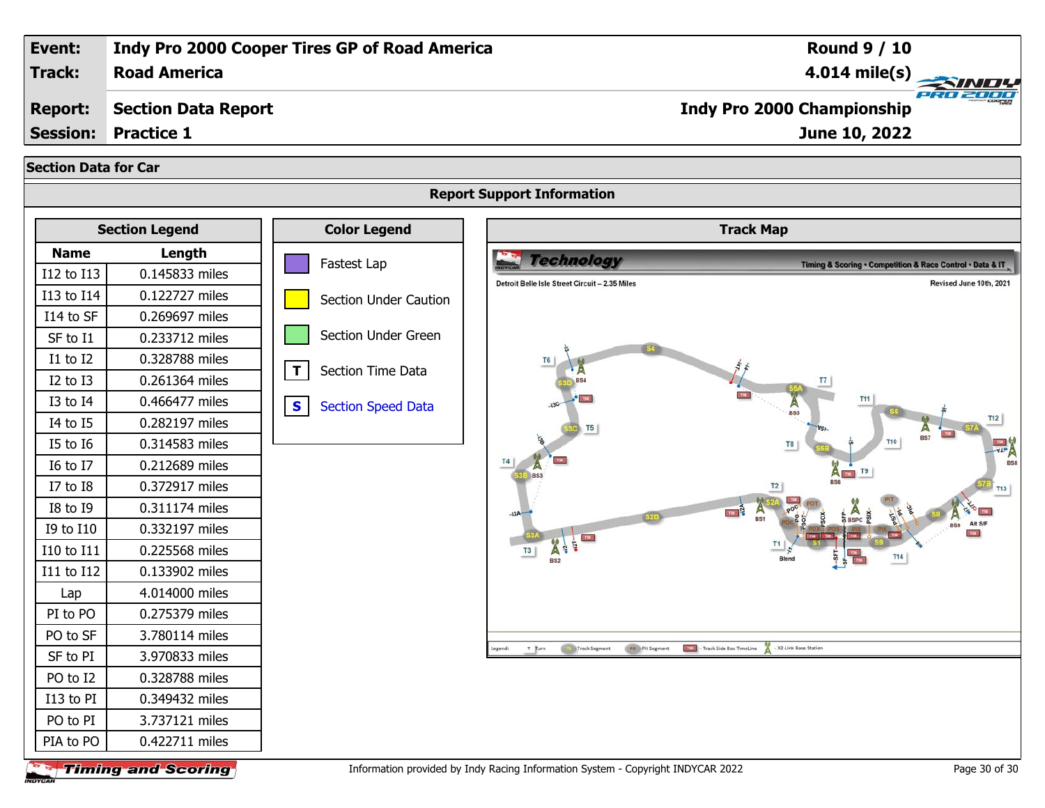| | |
|---|---|
| **Event:** | **Indy Pro 2000 Cooper Tires GP of Road America** |
| **Track:** | **Road America** |
| **Report:** | **Section Data Report** |
| **Session:** | **Practice 1** |

**Round 9 / 10**
**4.014 mile(s)**
**Indy Pro 2000 Championship**
**June 10, 2022**

## Section Data for Car

### Report Support Information

#### Section Legend

| Name | Length |
|---|---|
| I12 to I13 | 0.145833 miles |
| I13 to I14 | 0.122727 miles |
| I14 to SF | 0.269697 miles |
| SF to I1 | 0.233712 miles |
| I1 to I2 | 0.328788 miles |
| I2 to I3 | 0.261364 miles |
| I3 to I4 | 0.466477 miles |
| I4 to I5 | 0.282197 miles |
| I5 to I6 | 0.314583 miles |
| I6 to I7 | 0.212689 miles |
| I7 to I8 | 0.372917 miles |
| I8 to I9 | 0.311174 miles |
| I9 to I10 | 0.332197 miles |
| I10 to I11 | 0.225568 miles |
| I11 to I12 | 0.133902 miles |
| Lap | 4.014000 miles |
| PI to PO | 0.275379 miles |
| PO to SF | 3.780114 miles |
| SF to PI | 3.970833 miles |
| PO to I2 | 0.328788 miles |
| I13 to PI | 0.349432 miles |
| PO to PI | 3.737121 miles |
| PIA to PO | 0.422711 miles |

#### Color Legend

- Fastest Lap
- Section Under Caution
- Section Under Green
- T Section Time Data
- S Section Speed Data

#### Track Map

Technology
Timing & Scoring • Competition & Race Control • Data & IT
Detroit Belle Isle Street Circuit – 2.35 Miles
Revised June 10th, 2021

Legend: T Turns, Track Segment, Pit Segment, Track Side Box TimeLine, X2-Link Base Station

Information provided by Indy Racing Information System - Copyright INDYCAR 2022